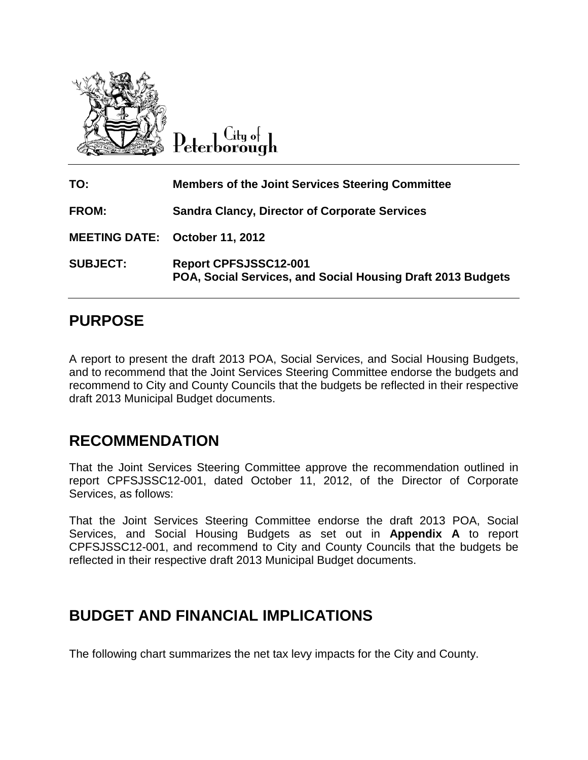City of Peterborough

| | |
|---|---|
| **TO:** | **Members of the Joint Services Steering Committee** |
| **FROM:** | **Sandra Clancy, Director of Corporate Services** |
| **MEETING DATE:** | **October 11, 2012** |
| **SUBJECT:** | **Report CPFSJSSC12-001**<br>**POA, Social Services, and Social Housing Draft 2013 Budgets** |

## PURPOSE

A report to present the draft 2013 POA, Social Services, and Social Housing Budgets, and to recommend that the Joint Services Steering Committee endorse the budgets and recommend to City and County Councils that the budgets be reflected in their respective draft 2013 Municipal Budget documents.

## RECOMMENDATION

That the Joint Services Steering Committee approve the recommendation outlined in report CPFSJSSC12-001, dated October 11, 2012, of the Director of Corporate Services, as follows:

That the Joint Services Steering Committee endorse the draft 2013 POA, Social Services, and Social Housing Budgets as set out in **Appendix A** to report CPFSJSSC12-001, and recommend to City and County Councils that the budgets be reflected in their respective draft 2013 Municipal Budget documents.

## BUDGET AND FINANCIAL IMPLICATIONS

The following chart summarizes the net tax levy impacts for the City and County.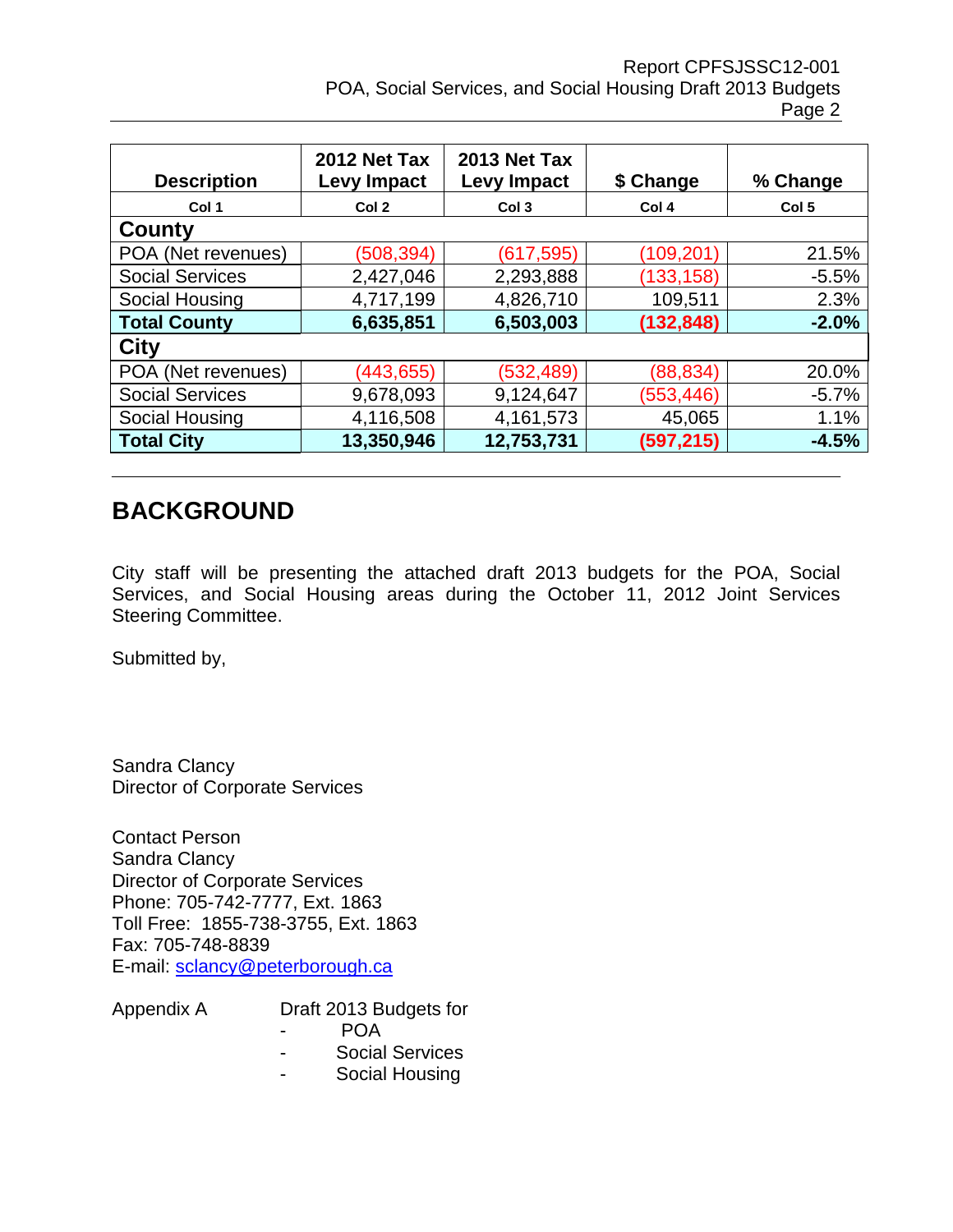| Description | 2012 Net Tax Levy Impact | 2013 Net Tax Levy Impact | $ Change | % Change |
|---|---|---|---|---|
| Col 1 | Col 2 | Col 3 | Col 4 | Col 5 |
| **County** | | | | |
| POA (Net revenues) | (508,394) | (617,595) | (109,201) | 21.5% |
| Social Services | 2,427,046 | 2,293,888 | (133,158) | -5.5% |
| Social Housing | 4,717,199 | 4,826,710 | 109,511 | 2.3% |
| **Total County** | **6,635,851** | **6,503,003** | **(132,848)** | **-2.0%** |
| **City** | | | | |
| POA (Net revenues) | (443,655) | (532,489) | (88,834) | 20.0% |
| Social Services | 9,678,093 | 9,124,647 | (553,446) | -5.7% |
| Social Housing | 4,116,508 | 4,161,573 | 45,065 | 1.1% |
| **Total City** | **13,350,946** | **12,753,731** | **(597,215)** | **-4.5%** |

## BACKGROUND

City staff will be presenting the attached draft 2013 budgets for the POA, Social Services, and Social Housing areas during the October 11, 2012 Joint Services Steering Committee.

Submitted by,

Sandra Clancy
Director of Corporate Services

Contact Person
Sandra Clancy
Director of Corporate Services
Phone: 705-742-7777, Ext. 1863
Toll Free: 1855-738-3755, Ext. 1863
Fax: 705-748-8839
E-mail: sclancy@peterborough.ca

Appendix A Draft 2013 Budgets for

- POA
- Social Services
- Social Housing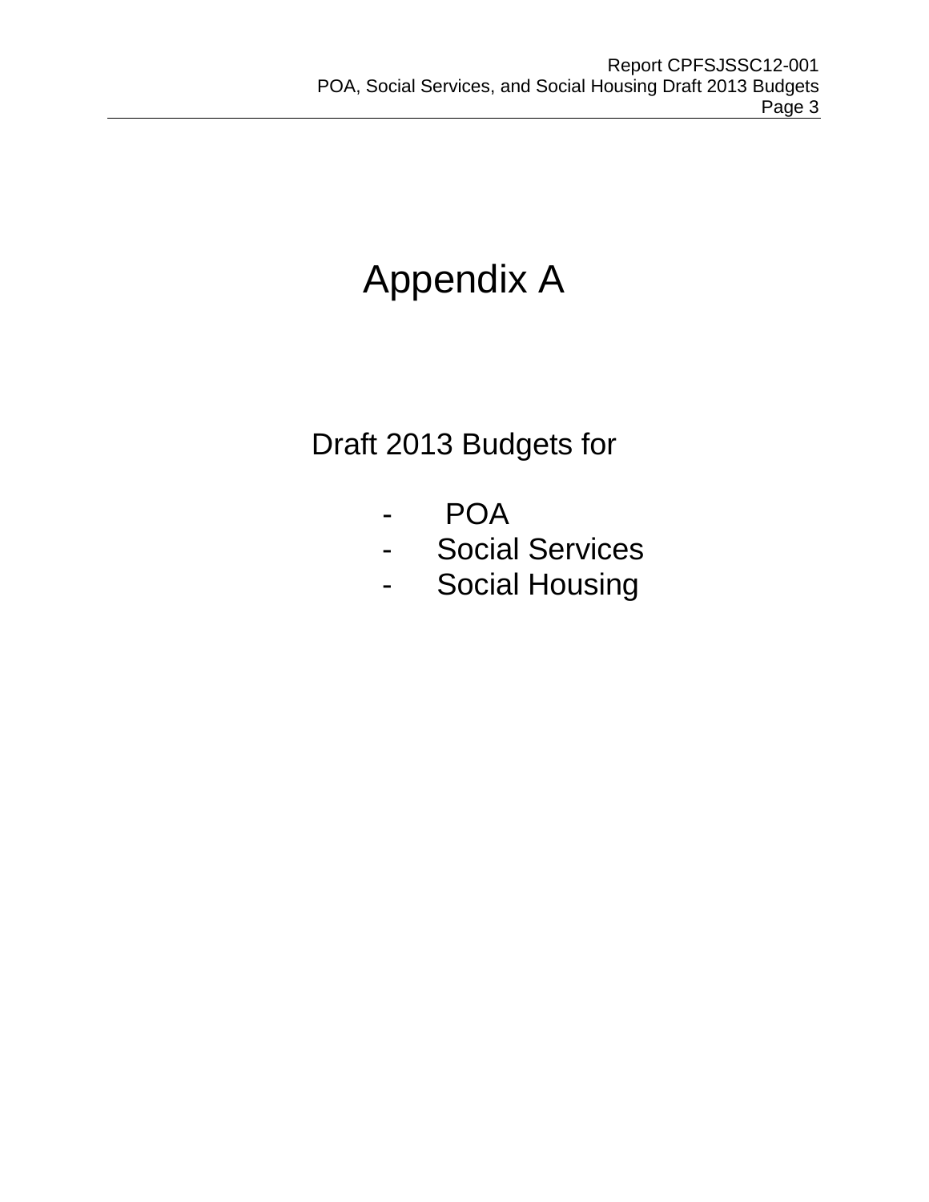# Appendix A

## Draft 2013 Budgets for

- POA
- Social Services
- Social Housing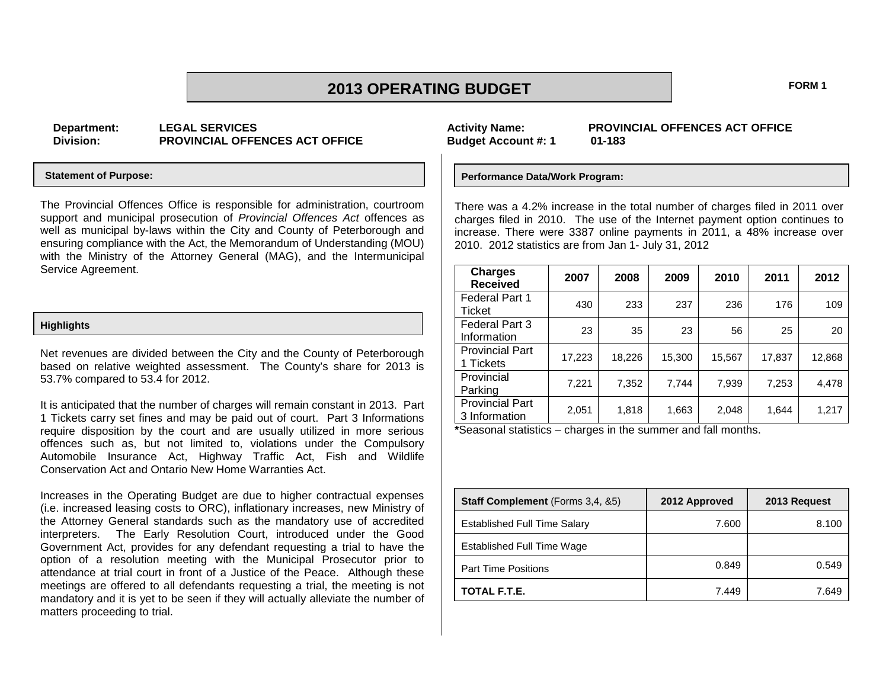# 2013 OPERATING BUDGET

**FORM 1**

**Department:** LEGAL SERVICES
**Division:** PROVINCIAL OFFENCES ACT OFFICE

**Activity Name:** PROVINCIAL OFFENCES ACT OFFICE
**Budget Account #: 1** 01-183

## Statement of Purpose:

The Provincial Offences Office is responsible for administration, courtroom support and municipal prosecution of *Provincial Offences Act* offences as well as municipal by-laws within the City and County of Peterborough and ensuring compliance with the Act, the Memorandum of Understanding (MOU) with the Ministry of the Attorney General (MAG), and the Intermunicipal Service Agreement.

## Highlights

Net revenues are divided between the City and the County of Peterborough based on relative weighted assessment. The County's share for 2013 is 53.7% compared to 53.4 for 2012.

It is anticipated that the number of charges will remain constant in 2013. Part 1 Tickets carry set fines and may be paid out of court. Part 3 Informations require disposition by the court and are usually utilized in more serious offences such as, but not limited to, violations under the Compulsory Automobile Insurance Act, Highway Traffic Act, Fish and Wildlife Conservation Act and Ontario New Home Warranties Act.

Increases in the Operating Budget are due to higher contractual expenses (i.e. increased leasing costs to ORC), inflationary increases, new Ministry of the Attorney General standards such as the mandatory use of accredited interpreters. The Early Resolution Court, introduced under the Good Government Act, provides for any defendant requesting a trial to have the option of a resolution meeting with the Municipal Prosecutor prior to attendance at trial court in front of a Justice of the Peace. Although these meetings are offered to all defendants requesting a trial, the meeting is not mandatory and it is yet to be seen if they will actually alleviate the number of matters proceeding to trial.

## Performance Data/Work Program:

There was a 4.2% increase in the total number of charges filed in 2011 over charges filed in 2010. The use of the Internet payment option continues to increase. There were 3387 online payments in 2011, a 48% increase over 2010. 2012 statistics are from Jan 1- July 31, 2012

| Charges Received | 2007 | 2008 | 2009 | 2010 | 2011 | 2012 |
|---|---|---|---|---|---|---|
| Federal Part 1 Ticket | 430 | 233 | 237 | 236 | 176 | 109 |
| Federal Part 3 Information | 23 | 35 | 23 | 56 | 25 | 20 |
| Provincial Part 1 Tickets | 17,223 | 18,226 | 15,300 | 15,567 | 17,837 | 12,868 |
| Provincial Parking | 7,221 | 7,352 | 7,744 | 7,939 | 7,253 | 4,478 |
| Provincial Part 3 Information | 2,051 | 1,818 | 1,663 | 2,048 | 1,644 | 1,217 |

***Seasonal statistics – charges in the summer and fall months.

| **Staff Complement** (Forms 3,4, &5) | 2012 Approved | 2013 Request |
|---|---|---|
| Established Full Time Salary | 7.600 | 8.100 |
| Established Full Time Wage | | |
| Part Time Positions | 0.849 | 0.549 |
| **TOTAL F.T.E.** | 7.449 | 7.649 |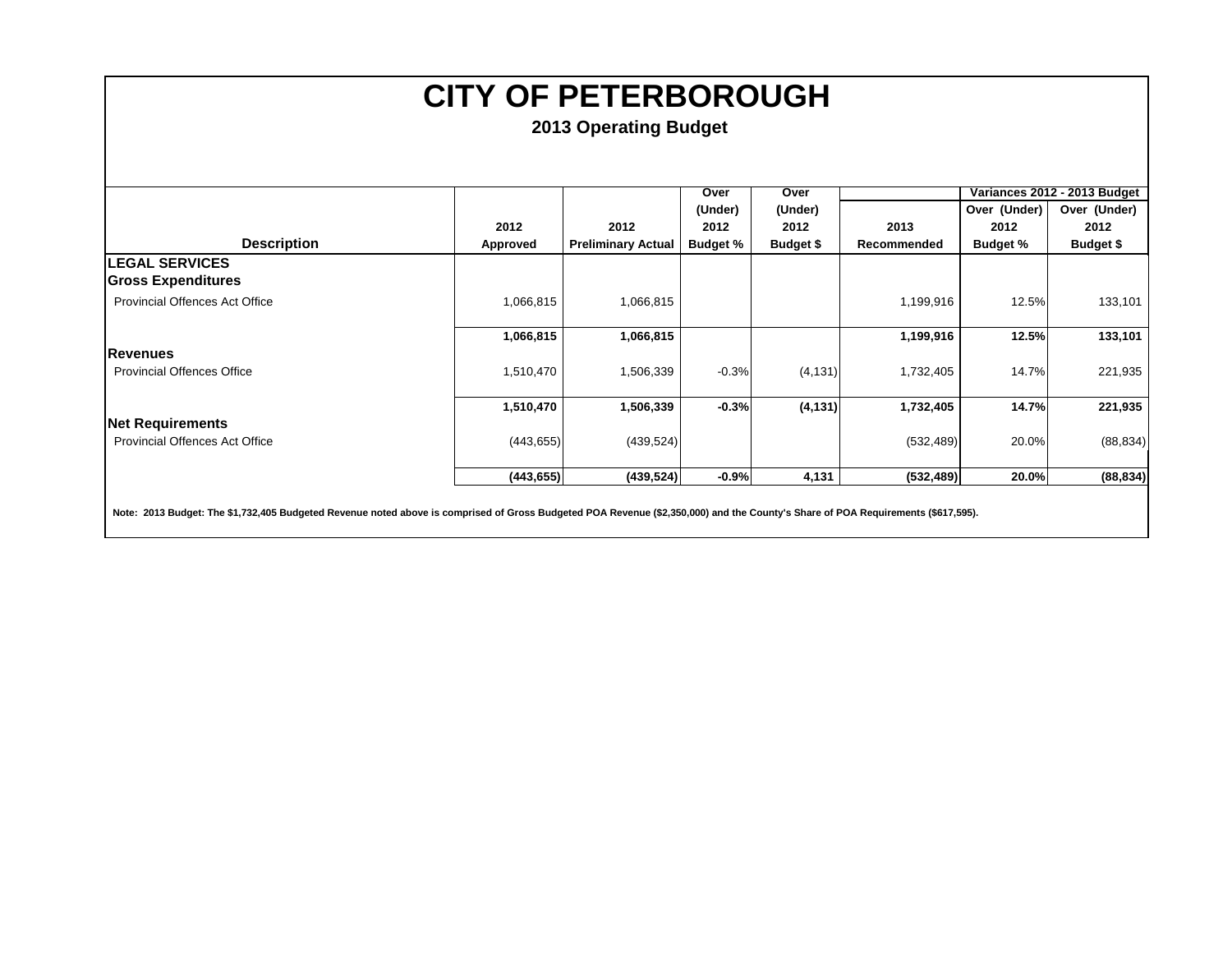# CITY OF PETERBOROUGH

## 2013 Operating Budget

| Description | 2012 Approved | 2012 Preliminary Actual | Over (Under) 2012 Budget % | Over (Under) 2012 Budget $ | 2013 Recommended | Variances 2012 - 2013 Budget Over (Under) 2012 Budget % | Variances 2012 - 2013 Budget Over (Under) 2012 Budget $ |
|---|---|---|---|---|---|---|---|
| **LEGAL SERVICES** | | | | | | | |
| **Gross Expenditures** | | | | | | | |
| Provincial Offences Act Office | 1,066,815 | 1,066,815 | | | 1,199,916 | 12.5% | 133,101 |
| | **1,066,815** | **1,066,815** | | | **1,199,916** | **12.5%** | **133,101** |
| **Revenues** | | | | | | | |
| Provincial Offences Office | 1,510,470 | 1,506,339 | -0.3% | (4,131) | 1,732,405 | 14.7% | 221,935 |
| | **1,510,470** | **1,506,339** | **-0.3%** | **(4,131)** | **1,732,405** | **14.7%** | **221,935** |
| **Net Requirements** | | | | | | | |
| Provincial Offences Act Office | (443,655) | (439,524) | | | (532,489) | 20.0% | (88,834) |
| | **(443,655)** | **(439,524)** | **-0.9%** | **4,131** | **(532,489)** | **20.0%** | **(88,834)** |

**Note: 2013 Budget: The $1,732,405 Budgeted Revenue noted above is comprised of Gross Budgeted POA Revenue ($2,350,000) and the County's Share of POA Requirements ($617,595).**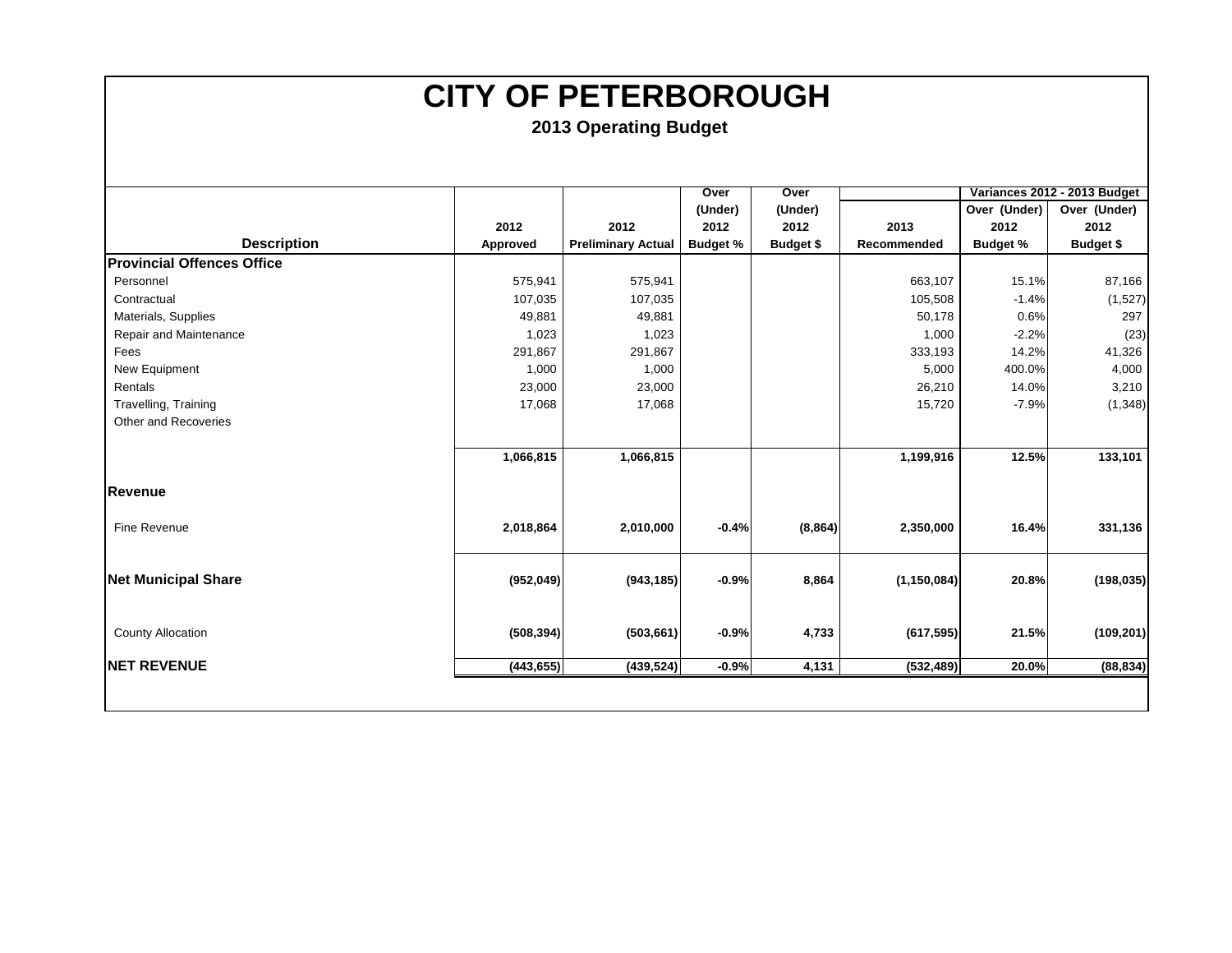# CITY OF PETERBOROUGH

## 2013 Operating Budget

| Description | 2012 Approved | 2012 Preliminary Actual | Over (Under) 2012 Budget % | Over (Under) 2012 Budget $ | 2013 Recommended | Variances 2012 - 2013 Budget Over (Under) 2012 Budget % | Variances 2012 - 2013 Budget Over (Under) 2012 Budget $ |
|---|---|---|---|---|---|---|---|
| **Provincial Offences Office** | | | | | | | |
| Personnel | 575,941 | 575,941 | | | 663,107 | 15.1% | 87,166 |
| Contractual | 107,035 | 107,035 | | | 105,508 | -1.4% | (1,527) |
| Materials, Supplies | 49,881 | 49,881 | | | 50,178 | 0.6% | 297 |
| Repair and Maintenance | 1,023 | 1,023 | | | 1,000 | -2.2% | (23) |
| Fees | 291,867 | 291,867 | | | 333,193 | 14.2% | 41,326 |
| New Equipment | 1,000 | 1,000 | | | 5,000 | 400.0% | 4,000 |
| Rentals | 23,000 | 23,000 | | | 26,210 | 14.0% | 3,210 |
| Travelling, Training | 17,068 | 17,068 | | | 15,720 | -7.9% | (1,348) |
| Other and Recoveries | | | | | | | |
| | **1,066,815** | **1,066,815** | | | **1,199,916** | **12.5%** | **133,101** |
| **Revenue** | | | | | | | |
| Fine Revenue | **2,018,864** | **2,010,000** | **-0.4%** | **(8,864)** | **2,350,000** | **16.4%** | **331,136** |
| **Net Municipal Share** | **(952,049)** | **(943,185)** | **-0.9%** | **8,864** | **(1,150,084)** | **20.8%** | **(198,035)** |
| County Allocation | **(508,394)** | **(503,661)** | **-0.9%** | **4,733** | **(617,595)** | **21.5%** | **(109,201)** |
| **NET REVENUE** | **(443,655)** | **(439,524)** | **-0.9%** | **4,131** | **(532,489)** | **20.0%** | **(88,834)** |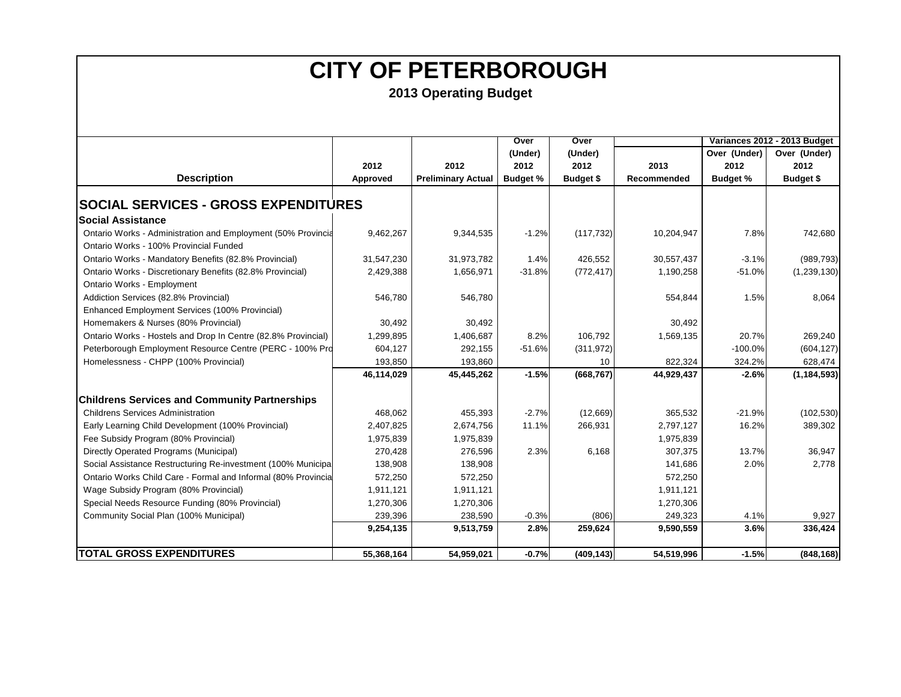# CITY OF PETERBOROUGH

## 2013 Operating Budget

| Description | 2012 Approved | 2012 Preliminary Actual | Over (Under) 2012 Budget % | Over (Under) 2012 Budget $ | 2013 Recommended | Variances 2012 - 2013 Budget Over (Under) 2012 Budget % | Variances 2012 - 2013 Budget Over (Under) 2012 Budget $ |
|---|---|---|---|---|---|---|---|
| **SOCIAL SERVICES - GROSS EXPENDITURES** | | | | | | | |
| **Social Assistance** | | | | | | | |
| Ontario Works - Administration and Employment (50% Provincia | 9,462,267 | 9,344,535 | -1.2% | (117,732) | 10,204,947 | 7.8% | 742,680 |
| Ontario Works - 100% Provincial Funded | | | | | | | |
| Ontario Works - Mandatory Benefits (82.8% Provincial) | 31,547,230 | 31,973,782 | 1.4% | 426,552 | 30,557,437 | -3.1% | (989,793) |
| Ontario Works - Discretionary Benefits (82.8% Provincial) | 2,429,388 | 1,656,971 | -31.8% | (772,417) | 1,190,258 | -51.0% | (1,239,130) |
| Ontario Works - Employment | | | | | | | |
| Addiction Services (82.8% Provincial) | 546,780 | 546,780 | | | 554,844 | 1.5% | 8,064 |
| Enhanced Employment Services (100% Provincial) | | | | | | | |
| Homemakers & Nurses (80% Provincial) | 30,492 | 30,492 | | | 30,492 | | |
| Ontario Works - Hostels and Drop In Centre (82.8% Provincial) | 1,299,895 | 1,406,687 | 8.2% | 106,792 | 1,569,135 | 20.7% | 269,240 |
| Peterborough Employment Resource Centre (PERC - 100% Pro | 604,127 | 292,155 | -51.6% | (311,972) | | -100.0% | (604,127) |
| Homelessness - CHPP (100% Provincial) | 193,850 | 193,860 | | 10 | 822,324 | 324.2% | 628,474 |
| | **46,114,029** | **45,445,262** | **-1.5%** | **(668,767)** | **44,929,437** | **-2.6%** | **(1,184,593)** |
| **Childrens Services and Community Partnerships** | | | | | | | |
| Childrens Services Administration | 468,062 | 455,393 | -2.7% | (12,669) | 365,532 | -21.9% | (102,530) |
| Early Learning Child Development (100% Provincial) | 2,407,825 | 2,674,756 | 11.1% | 266,931 | 2,797,127 | 16.2% | 389,302 |
| Fee Subsidy Program (80% Provincial) | 1,975,839 | 1,975,839 | | | 1,975,839 | | |
| Directly Operated Programs (Municipal) | 270,428 | 276,596 | 2.3% | 6,168 | 307,375 | 13.7% | 36,947 |
| Social Assistance Restructuring Re-investment (100% Municipa | 138,908 | 138,908 | | | 141,686 | 2.0% | 2,778 |
| Ontario Works Child Care - Formal and Informal (80% Provincia | 572,250 | 572,250 | | | 572,250 | | |
| Wage Subsidy Program (80% Provincial) | 1,911,121 | 1,911,121 | | | 1,911,121 | | |
| Special Needs Resource Funding (80% Provincial) | 1,270,306 | 1,270,306 | | | 1,270,306 | | |
| Community Social Plan (100% Municipal) | 239,396 | 238,590 | -0.3% | (806) | 249,323 | 4.1% | 9,927 |
| | **9,254,135** | **9,513,759** | **2.8%** | **259,624** | **9,590,559** | **3.6%** | **336,424** |
| **TOTAL GROSS EXPENDITURES** | **55,368,164** | **54,959,021** | **-0.7%** | **(409,143)** | **54,519,996** | **-1.5%** | **(848,168)** |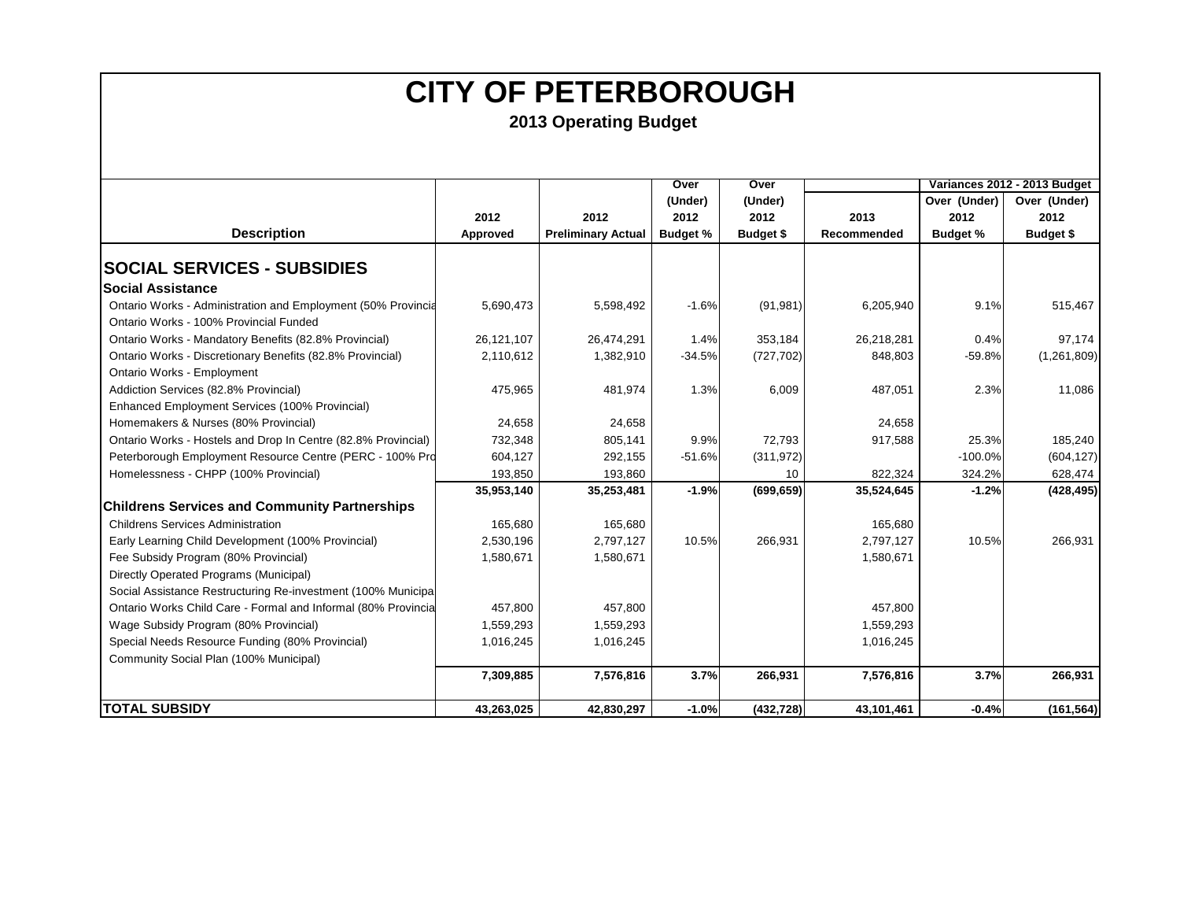# CITY OF PETERBOROUGH

## 2013 Operating Budget

| Description | 2012 Approved | 2012 Preliminary Actual | Over (Under) 2012 Budget % | Over (Under) 2012 Budget $ | 2013 Recommended | Variances 2012 - 2013 Budget Over (Under) 2012 Budget % | Over (Under) 2012 Budget $ |
|---|---|---|---|---|---|---|---|
| **SOCIAL SERVICES - SUBSIDIES** | | | | | | | |
| **Social Assistance** | | | | | | | |
| Ontario Works - Administration and Employment (50% Provincia | 5,690,473 | 5,598,492 | -1.6% | (91,981) | 6,205,940 | 9.1% | 515,467 |
| Ontario Works - 100% Provincial Funded | | | | | | | |
| Ontario Works - Mandatory Benefits (82.8% Provincial) | 26,121,107 | 26,474,291 | 1.4% | 353,184 | 26,218,281 | 0.4% | 97,174 |
| Ontario Works - Discretionary Benefits (82.8% Provincial) | 2,110,612 | 1,382,910 | -34.5% | (727,702) | 848,803 | -59.8% | (1,261,809) |
| Ontario Works - Employment | | | | | | | |
| Addiction Services (82.8% Provincial) | 475,965 | 481,974 | 1.3% | 6,009 | 487,051 | 2.3% | 11,086 |
| Enhanced Employment Services (100% Provincial) | | | | | | | |
| Homemakers & Nurses (80% Provincial) | 24,658 | 24,658 | | | 24,658 | | |
| Ontario Works - Hostels and Drop In Centre (82.8% Provincial) | 732,348 | 805,141 | 9.9% | 72,793 | 917,588 | 25.3% | 185,240 |
| Peterborough Employment Resource Centre (PERC - 100% Pro | 604,127 | 292,155 | -51.6% | (311,972) | | -100.0% | (604,127) |
| Homelessness - CHPP (100% Provincial) | 193,850 | 193,860 | | 10 | 822,324 | 324.2% | 628,474 |
| | **35,953,140** | **35,253,481** | **-1.9%** | **(699,659)** | **35,524,645** | **-1.2%** | **(428,495)** |
| **Childrens Services and Community Partnerships** | | | | | | | |
| Childrens Services Administration | 165,680 | 165,680 | | | 165,680 | | |
| Early Learning Child Development (100% Provincial) | 2,530,196 | 2,797,127 | 10.5% | 266,931 | 2,797,127 | 10.5% | 266,931 |
| Fee Subsidy Program (80% Provincial) | 1,580,671 | 1,580,671 | | | 1,580,671 | | |
| Directly Operated Programs (Municipal) | | | | | | | |
| Social Assistance Restructuring Re-investment (100% Municipa | | | | | | | |
| Ontario Works Child Care - Formal and Informal (80% Provincia | 457,800 | 457,800 | | | 457,800 | | |
| Wage Subsidy Program (80% Provincial) | 1,559,293 | 1,559,293 | | | 1,559,293 | | |
| Special Needs Resource Funding (80% Provincial) | 1,016,245 | 1,016,245 | | | 1,016,245 | | |
| Community Social Plan (100% Municipal) | | | | | | | |
| | **7,309,885** | **7,576,816** | **3.7%** | **266,931** | **7,576,816** | **3.7%** | **266,931** |
| **TOTAL SUBSIDY** | **43,263,025** | **42,830,297** | **-1.0%** | **(432,728)** | **43,101,461** | **-0.4%** | **(161,564)** |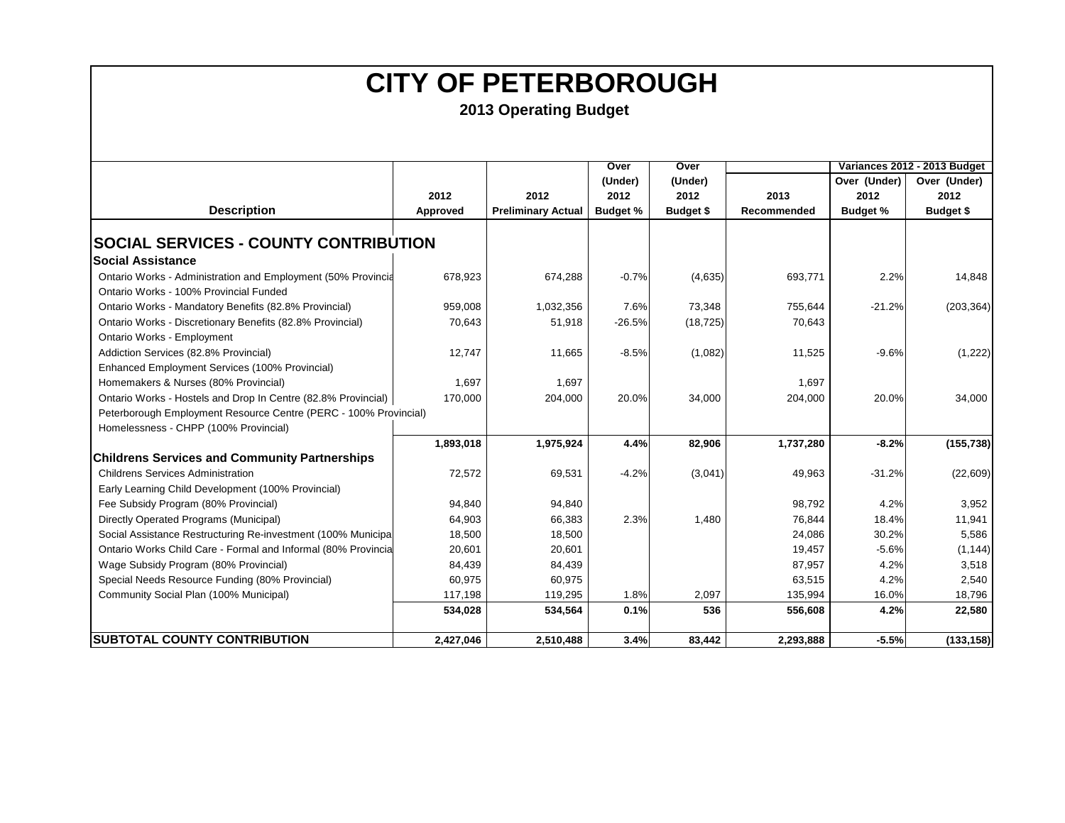# CITY OF PETERBOROUGH

## 2013 Operating Budget

| Description | 2012 Approved | 2012 Preliminary Actual | Over (Under) 2012 Budget % | Over (Under) 2012 Budget $ | 2013 Recommended | Variances 2012 - 2013 Budget Over (Under) 2012 Budget % | Variances 2012 - 2013 Budget Over (Under) 2012 Budget $ |
|---|---|---|---|---|---|---|---|
| **SOCIAL SERVICES - COUNTY CONTRIBUTION** | | | | | | | |
| **Social Assistance** | | | | | | | |
| Ontario Works - Administration and Employment (50% Provincia | 678,923 | 674,288 | -0.7% | (4,635) | 693,771 | 2.2% | 14,848 |
| Ontario Works - 100% Provincial Funded | | | | | | | |
| Ontario Works - Mandatory Benefits (82.8% Provincial) | 959,008 | 1,032,356 | 7.6% | 73,348 | 755,644 | -21.2% | (203,364) |
| Ontario Works - Discretionary Benefits (82.8% Provincial) | 70,643 | 51,918 | -26.5% | (18,725) | 70,643 | | |
| Ontario Works - Employment | | | | | | | |
| Addiction Services (82.8% Provincial) | 12,747 | 11,665 | -8.5% | (1,082) | 11,525 | -9.6% | (1,222) |
| Enhanced Employment Services (100% Provincial) | | | | | | | |
| Homemakers & Nurses (80% Provincial) | 1,697 | 1,697 | | | 1,697 | | |
| Ontario Works - Hostels and Drop In Centre (82.8% Provincial) | 170,000 | 204,000 | 20.0% | 34,000 | 204,000 | 20.0% | 34,000 |
| Peterborough Employment Resource Centre (PERC - 100% Provincial) | | | | | | | |
| Homelessness - CHPP (100% Provincial) | | | | | | | |
| | **1,893,018** | **1,975,924** | **4.4%** | **82,906** | **1,737,280** | **-8.2%** | **(155,738)** |
| **Childrens Services and Community Partnerships** | | | | | | | |
| Childrens Services Administration | 72,572 | 69,531 | -4.2% | (3,041) | 49,963 | -31.2% | (22,609) |
| Early Learning Child Development (100% Provincial) | | | | | | | |
| Fee Subsidy Program (80% Provincial) | 94,840 | 94,840 | | | 98,792 | 4.2% | 3,952 |
| Directly Operated Programs (Municipal) | 64,903 | 66,383 | 2.3% | 1,480 | 76,844 | 18.4% | 11,941 |
| Social Assistance Restructuring Re-investment (100% Municipa | 18,500 | 18,500 | | | 24,086 | 30.2% | 5,586 |
| Ontario Works Child Care - Formal and Informal (80% Provincia | 20,601 | 20,601 | | | 19,457 | -5.6% | (1,144) |
| Wage Subsidy Program (80% Provincial) | 84,439 | 84,439 | | | 87,957 | 4.2% | 3,518 |
| Special Needs Resource Funding (80% Provincial) | 60,975 | 60,975 | | | 63,515 | 4.2% | 2,540 |
| Community Social Plan (100% Municipal) | 117,198 | 119,295 | 1.8% | 2,097 | 135,994 | 16.0% | 18,796 |
| | **534,028** | **534,564** | **0.1%** | **536** | **556,608** | **4.2%** | **22,580** |
| **SUBTOTAL COUNTY CONTRIBUTION** | **2,427,046** | **2,510,488** | **3.4%** | **83,442** | **2,293,888** | **-5.5%** | **(133,158)** |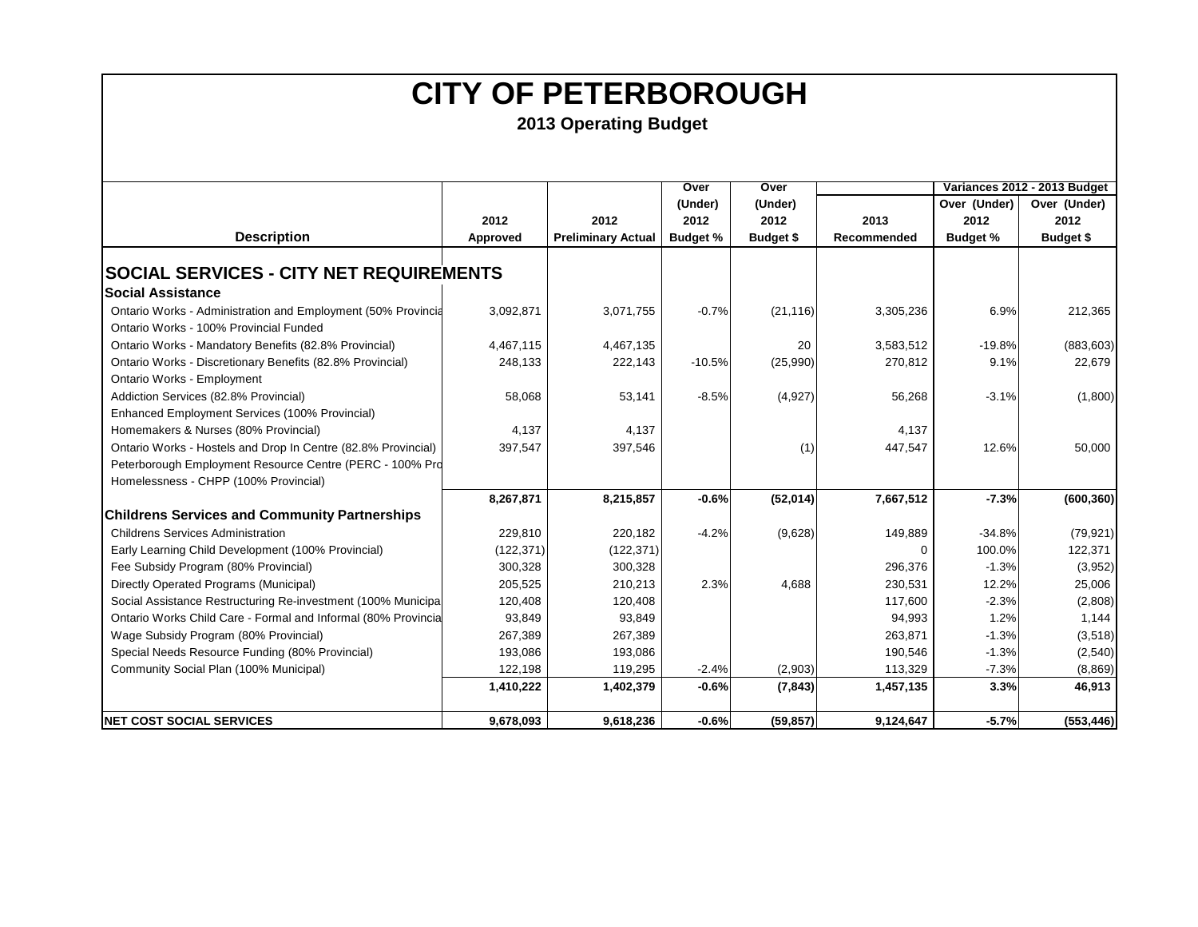# CITY OF PETERBOROUGH

## 2013 Operating Budget

| Description | 2012 Approved | 2012 Preliminary Actual | Over (Under) 2012 Budget % | Over (Under) 2012 Budget $ | 2013 Recommended | Variances 2012 - 2013 Budget Over (Under) 2012 Budget % | Variances 2012 - 2013 Budget Over (Under) 2012 Budget $ |
|---|---|---|---|---|---|---|---|
| **SOCIAL SERVICES - CITY NET REQUIREMENTS** | | | | | | | |
| **Social Assistance** | | | | | | | |
| Ontario Works - Administration and Employment (50% Provincia | 3,092,871 | 3,071,755 | -0.7% | (21,116) | 3,305,236 | 6.9% | 212,365 |
| Ontario Works - 100% Provincial Funded | | | | | | | |
| Ontario Works - Mandatory Benefits (82.8% Provincial) | 4,467,115 | 4,467,135 | | 20 | 3,583,512 | -19.8% | (883,603) |
| Ontario Works - Discretionary Benefits (82.8% Provincial) | 248,133 | 222,143 | -10.5% | (25,990) | 270,812 | 9.1% | 22,679 |
| Ontario Works - Employment | | | | | | | |
| Addiction Services (82.8% Provincial) | 58,068 | 53,141 | -8.5% | (4,927) | 56,268 | -3.1% | (1,800) |
| Enhanced Employment Services (100% Provincial) | | | | | | | |
| Homemakers & Nurses (80% Provincial) | 4,137 | 4,137 | | | 4,137 | | |
| Ontario Works - Hostels and Drop In Centre (82.8% Provincial) | 397,547 | 397,546 | | (1) | 447,547 | 12.6% | 50,000 |
| Peterborough Employment Resource Centre (PERC - 100% Pro | | | | | | | |
| Homelessness - CHPP (100% Provincial) | | | | | | | |
| | **8,267,871** | **8,215,857** | **-0.6%** | **(52,014)** | **7,667,512** | **-7.3%** | **(600,360)** |
| **Childrens Services and Community Partnerships** | | | | | | | |
| Childrens Services Administration | 229,810 | 220,182 | -4.2% | (9,628) | 149,889 | -34.8% | (79,921) |
| Early Learning Child Development (100% Provincial) | (122,371) | (122,371) | | | 0 | 100.0% | 122,371 |
| Fee Subsidy Program (80% Provincial) | 300,328 | 300,328 | | | 296,376 | -1.3% | (3,952) |
| Directly Operated Programs (Municipal) | 205,525 | 210,213 | 2.3% | 4,688 | 230,531 | 12.2% | 25,006 |
| Social Assistance Restructuring Re-investment (100% Municipa | 120,408 | 120,408 | | | 117,600 | -2.3% | (2,808) |
| Ontario Works Child Care - Formal and Informal (80% Provincia | 93,849 | 93,849 | | | 94,993 | 1.2% | 1,144 |
| Wage Subsidy Program (80% Provincial) | 267,389 | 267,389 | | | 263,871 | -1.3% | (3,518) |
| Special Needs Resource Funding (80% Provincial) | 193,086 | 193,086 | | | 190,546 | -1.3% | (2,540) |
| Community Social Plan (100% Municipal) | 122,198 | 119,295 | -2.4% | (2,903) | 113,329 | -7.3% | (8,869) |
| | **1,410,222** | **1,402,379** | **-0.6%** | **(7,843)** | **1,457,135** | **3.3%** | **46,913** |
| **NET COST SOCIAL SERVICES** | **9,678,093** | **9,618,236** | **-0.6%** | **(59,857)** | **9,124,647** | **-5.7%** | **(553,446)** |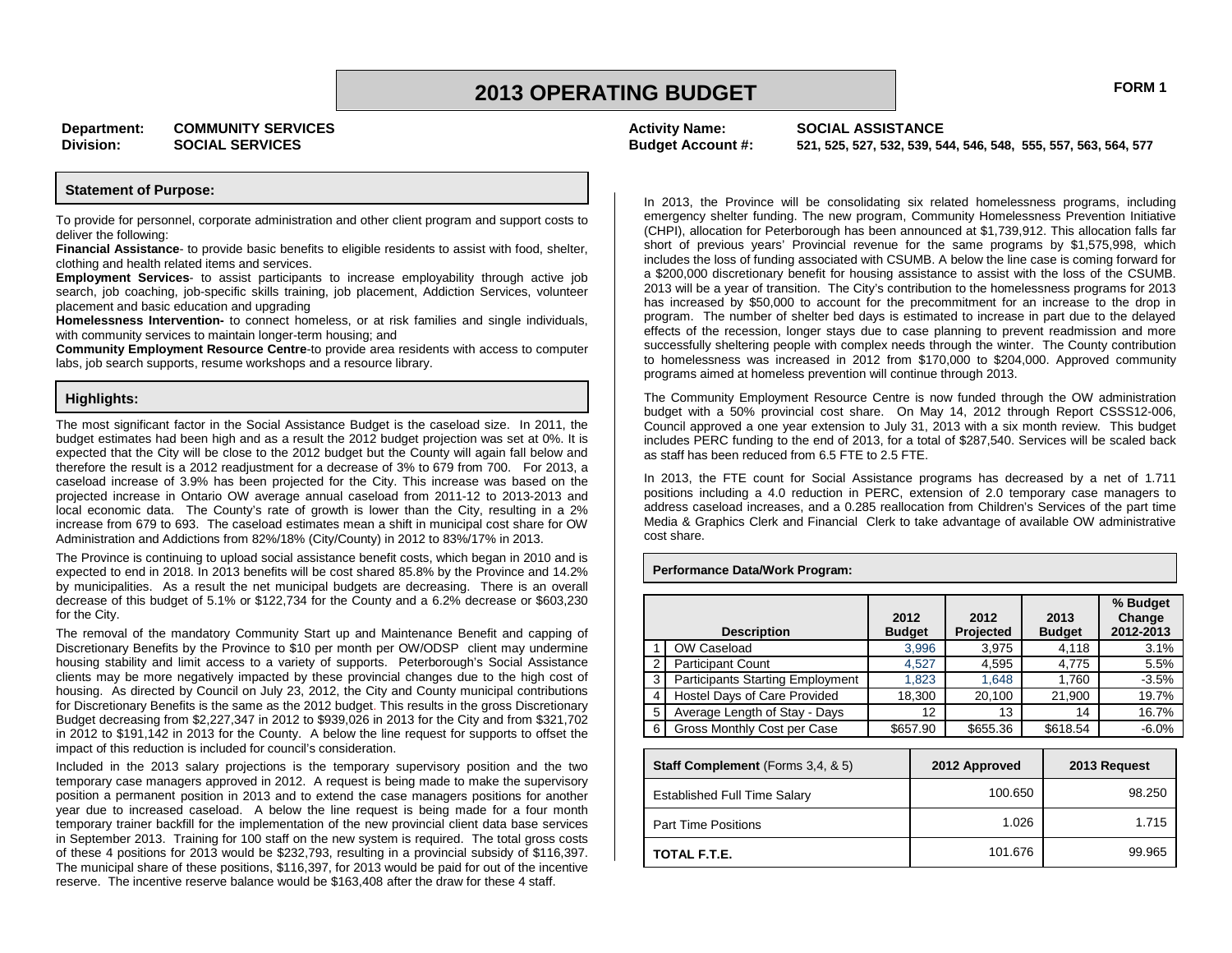# 2013 OPERATING BUDGET

FORM 1

**Department:** COMMUNITY SERVICES
**Division:** SOCIAL SERVICES

**Activity Name:** SOCIAL ASSISTANCE
**Budget Account #:** 521, 525, 527, 532, 539, 544, 546, 548, 555, 557, 563, 564, 577

## Statement of Purpose:

To provide for personnel, corporate administration and other client program and support costs to deliver the following:

**Financial Assistance**- to provide basic benefits to eligible residents to assist with food, shelter, clothing and health related items and services.

**Employment Services**- to assist participants to increase employability through active job search, job coaching, job-specific skills training, job placement, Addiction Services, volunteer placement and basic education and upgrading

**Homelessness Intervention-** to connect homeless, or at risk families and single individuals, with community services to maintain longer-term housing; and

**Community Employment Resource Centre**-to provide area residents with access to computer labs, job search supports, resume workshops and a resource library.

## Highlights:

The most significant factor in the Social Assistance Budget is the caseload size. In 2011, the budget estimates had been high and as a result the 2012 budget projection was set at 0%. It is expected that the City will be close to the 2012 budget but the County will again fall below and therefore the result is a 2012 readjustment for a decrease of 3% to 679 from 700. For 2013, a caseload increase of 3.9% has been projected for the City. This increase was based on the projected increase in Ontario OW average annual caseload from 2011-12 to 2013-2013 and local economic data. The County's rate of growth is lower than the City, resulting in a 2% increase from 679 to 693. The caseload estimates mean a shift in municipal cost share for OW Administration and Addictions from 82%/18% (City/County) in 2012 to 83%/17% in 2013.

The Province is continuing to upload social assistance benefit costs, which began in 2010 and is expected to end in 2018. In 2013 benefits will be cost shared 85.8% by the Province and 14.2% by municipalities. As a result the net municipal budgets are decreasing. There is an overall decrease of this budget of 5.1% or $122,734 for the County and a 6.2% decrease or $603,230 for the City.

The removal of the mandatory Community Start up and Maintenance Benefit and capping of Discretionary Benefits by the Province to $10 per month per OW/ODSP client may undermine housing stability and limit access to a variety of supports. Peterborough's Social Assistance clients may be more negatively impacted by these provincial changes due to the high cost of housing. As directed by Council on July 23, 2012, the City and County municipal contributions for Discretionary Benefits is the same as the 2012 budget. This results in the gross Discretionary Budget decreasing from $2,227,347 in 2012 to $939,026 in 2013 for the City and from $321,702 in 2012 to $191,142 in 2013 for the County. A below the line request for supports to offset the impact of this reduction is included for council's consideration.

Included in the 2013 salary projections is the temporary supervisory position and the two temporary case managers approved in 2012. A request is being made to make the supervisory position a permanent position in 2013 and to extend the case managers positions for another year due to increased caseload. A below the line request is being made for a four month temporary trainer backfill for the implementation of the new provincial client data base services in September 2013. Training for 100 staff on the new system is required. The total gross costs of these 4 positions for 2013 would be $232,793, resulting in a provincial subsidy of $116,397. The municipal share of these positions, $116,397, for 2013 would be paid for out of the incentive reserve. The incentive reserve balance would be $163,408 after the draw for these 4 staff.

In 2013, the Province will be consolidating six related homelessness programs, including emergency shelter funding. The new program, Community Homelessness Prevention Initiative (CHPI), allocation for Peterborough has been announced at $1,739,912. This allocation falls far short of previous years' Provincial revenue for the same programs by $1,575,998, which includes the loss of funding associated with CSUMB. A below the line case is coming forward for a $200,000 discretionary benefit for housing assistance to assist with the loss of the CSUMB. 2013 will be a year of transition. The City's contribution to the homelessness programs for 2013 has increased by $50,000 to account for the precommitment for an increase to the drop in program. The number of shelter bed days is estimated to increase in part due to the delayed effects of the recession, longer stays due to case planning to prevent readmission and more successfully sheltering people with complex needs through the winter. The County contribution to homelessness was increased in 2012 from $170,000 to $204,000. Approved community programs aimed at homeless prevention will continue through 2013.

The Community Employment Resource Centre is now funded through the OW administration budget with a 50% provincial cost share. On May 14, 2012 through Report CSSS12-006, Council approved a one year extension to July 31, 2013 with a six month review. This budget includes PERC funding to the end of 2013, for a total of $287,540. Services will be scaled back as staff has been reduced from 6.5 FTE to 2.5 FTE.

In 2013, the FTE count for Social Assistance programs has decreased by a net of 1.711 positions including a 4.0 reduction in PERC, extension of 2.0 temporary case managers to address caseload increases, and a 0.285 reallocation from Children's Services of the part time Media & Graphics Clerk and Financial Clerk to take advantage of available OW administrative cost share.

## Performance Data/Work Program:

| | Description | 2012 Budget | 2012 Projected | 2013 Budget | % Budget Change 2012-2013 |
|---|---|---|---|---|---|
| 1 | OW Caseload | 3,996 | 3,975 | 4,118 | 3.1% |
| 2 | Participant Count | 4,527 | 4,595 | 4,775 | 5.5% |
| 3 | Participants Starting Employment | 1,823 | 1,648 | 1,760 | -3.5% |
| 4 | Hostel Days of Care Provided | 18,300 | 20,100 | 21,900 | 19.7% |
| 5 | Average Length of Stay - Days | 12 | 13 | 14 | 16.7% |
| 6 | Gross Monthly Cost per Case | $657.90 | $655.36 | $618.54 | -6.0% |

| **Staff Complement** (Forms 3,4, & 5) | 2012 Approved | 2013 Request |
|---|---|---|
| Established Full Time Salary | 100.650 | 98.250 |
| Part Time Positions | 1.026 | 1.715 |
| **TOTAL F.T.E.** | 101.676 | 99.965 |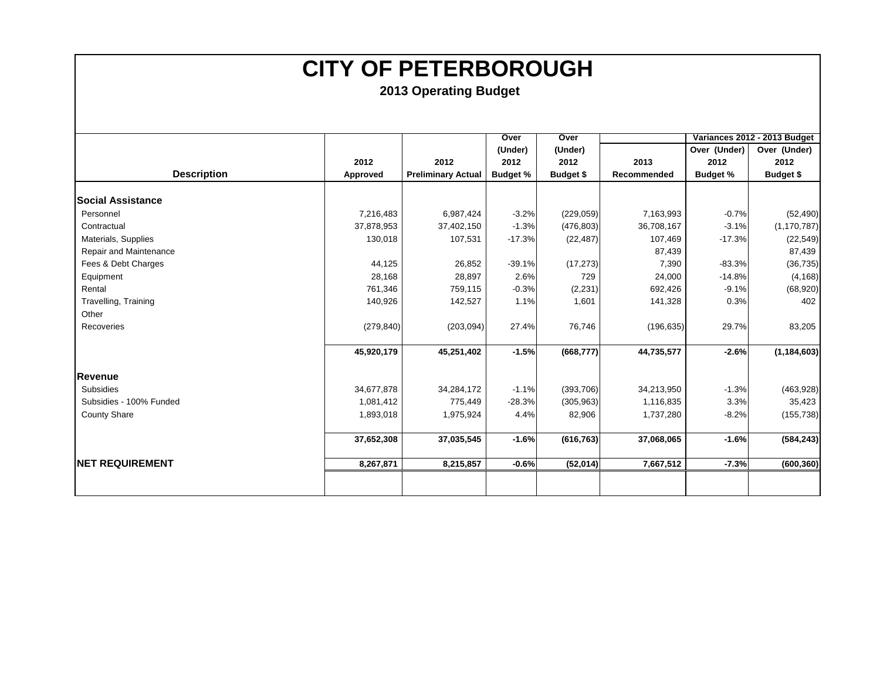# CITY OF PETERBOROUGH

## 2013 Operating Budget

| Description | 2012 Approved | 2012 Preliminary Actual | Over (Under) 2012 Budget % | Over (Under) 2012 Budget $ | 2013 Recommended | Variances 2012 - 2013 Budget Over (Under) 2012 Budget % | Variances 2012 - 2013 Budget Over (Under) 2012 Budget $ |
|---|---|---|---|---|---|---|---|
| **Social Assistance** | | | | | | | |
| Personnel | 7,216,483 | 6,987,424 | -3.2% | (229,059) | 7,163,993 | -0.7% | (52,490) |
| Contractual | 37,878,953 | 37,402,150 | -1.3% | (476,803) | 36,708,167 | -3.1% | (1,170,787) |
| Materials, Supplies | 130,018 | 107,531 | -17.3% | (22,487) | 107,469 | -17.3% | (22,549) |
| Repair and Maintenance | | | | | 87,439 | | 87,439 |
| Fees & Debt Charges | 44,125 | 26,852 | -39.1% | (17,273) | 7,390 | -83.3% | (36,735) |
| Equipment | 28,168 | 28,897 | 2.6% | 729 | 24,000 | -14.8% | (4,168) |
| Rental | 761,346 | 759,115 | -0.3% | (2,231) | 692,426 | -9.1% | (68,920) |
| Travelling, Training | 140,926 | 142,527 | 1.1% | 1,601 | 141,328 | 0.3% | 402 |
| Other | | | | | | | |
| Recoveries | (279,840) | (203,094) | 27.4% | 76,746 | (196,635) | 29.7% | 83,205 |
| | **45,920,179** | **45,251,402** | **-1.5%** | **(668,777)** | **44,735,577** | **-2.6%** | **(1,184,603)** |
| **Revenue** | | | | | | | |
| Subsidies | 34,677,878 | 34,284,172 | -1.1% | (393,706) | 34,213,950 | -1.3% | (463,928) |
| Subsidies - 100% Funded | 1,081,412 | 775,449 | -28.3% | (305,963) | 1,116,835 | 3.3% | 35,423 |
| County Share | 1,893,018 | 1,975,924 | 4.4% | 82,906 | 1,737,280 | -8.2% | (155,738) |
| | **37,652,308** | **37,035,545** | **-1.6%** | **(616,763)** | **37,068,065** | **-1.6%** | **(584,243)** |
| **NET REQUIREMENT** | **8,267,871** | **8,215,857** | **-0.6%** | **(52,014)** | **7,667,512** | **-7.3%** | **(600,360)** |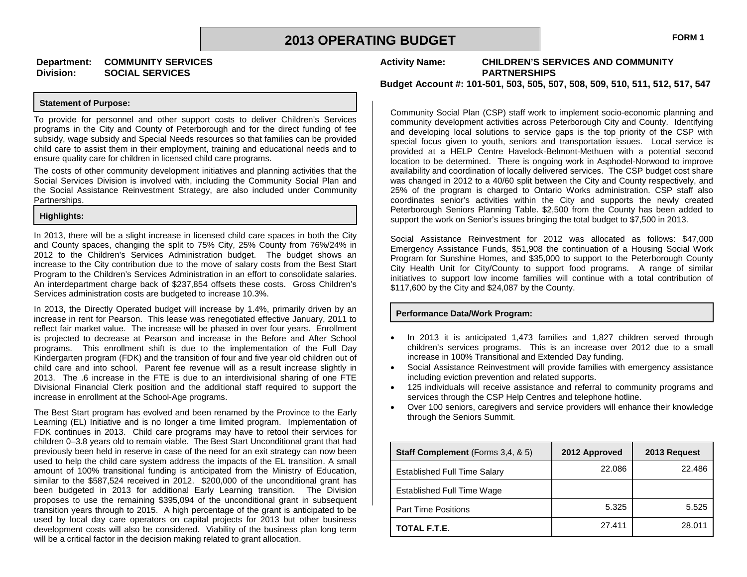# 2013 OPERATING BUDGET

**FORM 1**

**Department:** **COMMUNITY SERVICES**
**Division:** **SOCIAL SERVICES**

**Activity Name:** **CHILDREN'S SERVICES AND COMMUNITY PARTNERSHIPS**
**Budget Account #: 101-501, 503, 505, 507, 508, 509, 510, 511, 512, 517, 547**

## Statement of Purpose:

To provide for personnel and other support costs to deliver Children's Services programs in the City and County of Peterborough and for the direct funding of fee subsidy, wage subsidy and Special Needs resources so that families can be provided child care to assist them in their employment, training and educational needs and to ensure quality care for children in licensed child care programs.

The costs of other community development initiatives and planning activities that the Social Services Division is involved with, including the Community Social Plan and the Social Assistance Reinvestment Strategy, are also included under Community Partnerships.

## Highlights:

In 2013, there will be a slight increase in licensed child care spaces in both the City and County spaces, changing the split to 75% City, 25% County from 76%/24% in 2012 to the Children's Services Administration budget. The budget shows an increase to the City contribution due to the move of salary costs from the Best Start Program to the Children's Services Administration in an effort to consolidate salaries. An interdepartment charge back of $237,854 offsets these costs. Gross Children's Services administration costs are budgeted to increase 10.3%.

In 2013, the Directly Operated budget will increase by 1.4%, primarily driven by an increase in rent for Pearson. This lease was renegotiated effective January, 2011 to reflect fair market value. The increase will be phased in over four years. Enrollment is projected to decrease at Pearson and increase in the Before and After School programs. This enrollment shift is due to the implementation of the Full Day Kindergarten program (FDK) and the transition of four and five year old children out of child care and into school. Parent fee revenue will as a result increase slightly in 2013. The .6 increase in the FTE is due to an interdivisional sharing of one FTE Divisional Financial Clerk position and the additional staff required to support the increase in enrollment at the School-Age programs.

The Best Start program has evolved and been renamed by the Province to the Early Learning (EL) Initiative and is no longer a time limited program. Implementation of FDK continues in 2013. Child care programs may have to retool their services for children 0–3.8 years old to remain viable. The Best Start Unconditional grant that had previously been held in reserve in case of the need for an exit strategy can now been used to help the child care system address the impacts of the EL transition. A small amount of 100% transitional funding is anticipated from the Ministry of Education, similar to the $587,524 received in 2012. $200,000 of the unconditional grant has been budgeted in 2013 for additional Early Learning transition. The Division proposes to use the remaining $395,094 of the unconditional grant in subsequent transition years through to 2015. A high percentage of the grant is anticipated to be used by local day care operators on capital projects for 2013 but other business development costs will also be considered. Viability of the business plan long term will be a critical factor in the decision making related to grant allocation.

Community Social Plan (CSP) staff work to implement socio-economic planning and community development activities across Peterborough City and County. Identifying and developing local solutions to service gaps is the top priority of the CSP with special focus given to youth, seniors and transportation issues. Local service is provided at a HELP Centre Havelock-Belmont-Methuen with a potential second location to be determined. There is ongoing work in Asphodel-Norwood to improve availability and coordination of locally delivered services. The CSP budget cost share was changed in 2012 to a 40/60 split between the City and County respectively, and 25% of the program is charged to Ontario Works administration. CSP staff also coordinates senior's activities within the City and supports the newly created Peterborough Seniors Planning Table. $2,500 from the County has been added to support the work on Senior's issues bringing the total budget to $7,500 in 2013.

Social Assistance Reinvestment for 2012 was allocated as follows: $47,000 Emergency Assistance Funds, $51,908 the continuation of a Housing Social Work Program for Sunshine Homes, and $35,000 to support to the Peterborough County City Health Unit for City/County to support food programs. A range of similar initiatives to support low income families will continue with a total contribution of $117,600 by the City and $24,087 by the County.

## Performance Data/Work Program:

- In 2013 it is anticipated 1,473 families and 1,827 children served through children's services programs. This is an increase over 2012 due to a small increase in 100% Transitional and Extended Day funding.
- Social Assistance Reinvestment will provide families with emergency assistance including eviction prevention and related supports.
- 125 individuals will receive assistance and referral to community programs and services through the CSP Help Centres and telephone hotline.
- Over 100 seniors, caregivers and service providers will enhance their knowledge through the Seniors Summit.

| **Staff Complement** (Forms 3,4, & 5) | 2012 Approved | 2013 Request |
|---|---|---|
| Established Full Time Salary | 22.086 | 22.486 |
| Established Full Time Wage | | |
| Part Time Positions | 5.325 | 5.525 |
| **TOTAL F.T.E.** | 27.411 | 28.011 |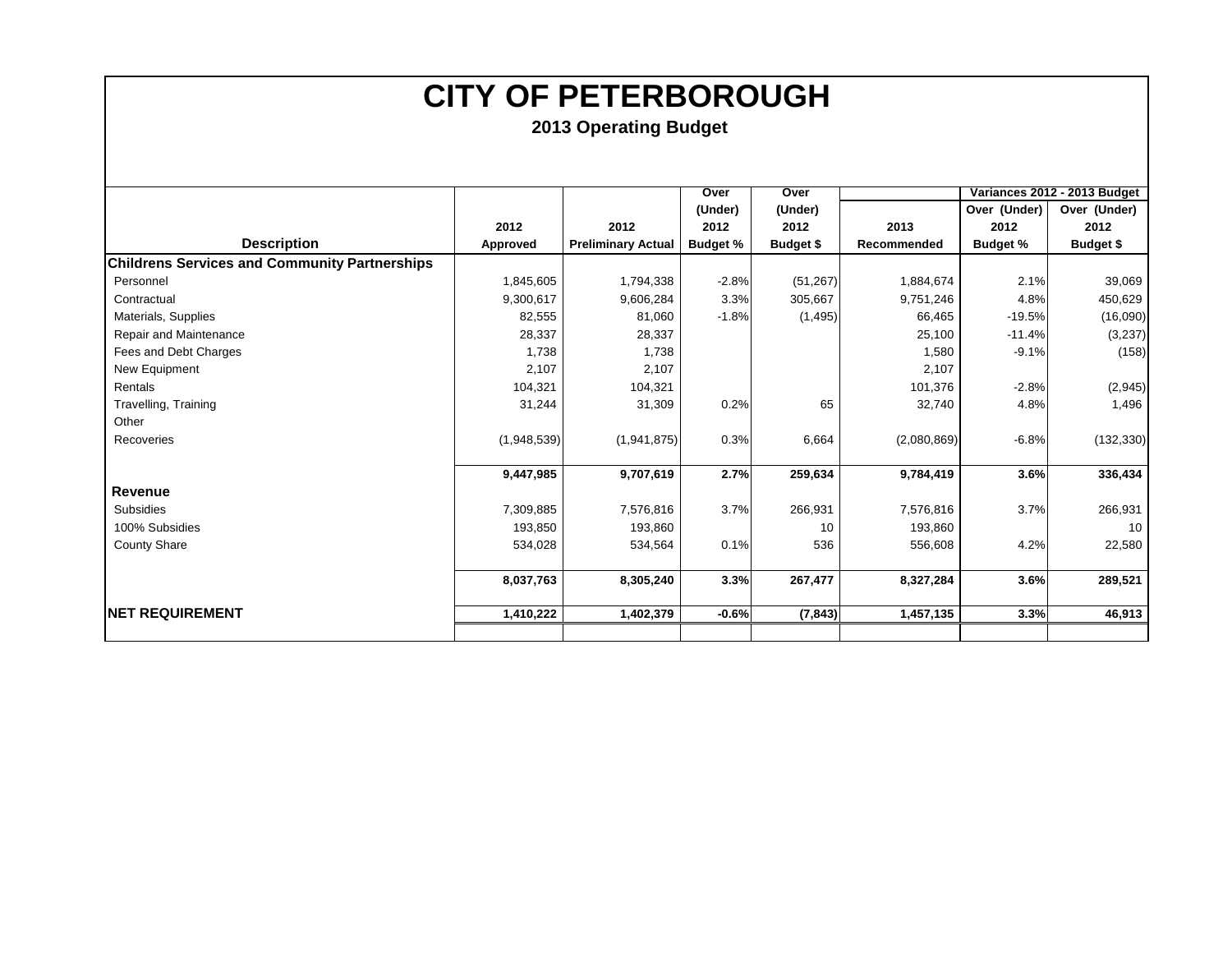# CITY OF PETERBOROUGH

## 2013 Operating Budget

| Description | 2012 Approved | 2012 Preliminary Actual | Over (Under) 2012 Budget % | Over (Under) 2012 Budget $ | 2013 Recommended | Variances 2012 - 2013 Budget Over (Under) 2012 Budget % | Variances 2012 - 2013 Budget Over (Under) 2012 Budget $ |
|---|---|---|---|---|---|---|---|
| **Childrens Services and Community Partnerships** | | | | | | | |
| Personnel | 1,845,605 | 1,794,338 | -2.8% | (51,267) | 1,884,674 | 2.1% | 39,069 |
| Contractual | 9,300,617 | 9,606,284 | 3.3% | 305,667 | 9,751,246 | 4.8% | 450,629 |
| Materials, Supplies | 82,555 | 81,060 | -1.8% | (1,495) | 66,465 | -19.5% | (16,090) |
| Repair and Maintenance | 28,337 | 28,337 | | | 25,100 | -11.4% | (3,237) |
| Fees and Debt Charges | 1,738 | 1,738 | | | 1,580 | -9.1% | (158) |
| New Equipment | 2,107 | 2,107 | | | 2,107 | | |
| Rentals | 104,321 | 104,321 | | | 101,376 | -2.8% | (2,945) |
| Travelling, Training | 31,244 | 31,309 | 0.2% | 65 | 32,740 | 4.8% | 1,496 |
| Other | | | | | | | |
| Recoveries | (1,948,539) | (1,941,875) | 0.3% | 6,664 | (2,080,869) | -6.8% | (132,330) |
| | **9,447,985** | **9,707,619** | **2.7%** | **259,634** | **9,784,419** | **3.6%** | **336,434** |
| **Revenue** | | | | | | | |
| Subsidies | 7,309,885 | 7,576,816 | 3.7% | 266,931 | 7,576,816 | 3.7% | 266,931 |
| 100% Subsidies | 193,850 | 193,860 | | 10 | 193,860 | | 10 |
| County Share | 534,028 | 534,564 | 0.1% | 536 | 556,608 | 4.2% | 22,580 |
| | **8,037,763** | **8,305,240** | **3.3%** | **267,477** | **8,327,284** | **3.6%** | **289,521** |
| **NET REQUIREMENT** | **1,410,222** | **1,402,379** | **-0.6%** | **(7,843)** | **1,457,135** | **3.3%** | **46,913** |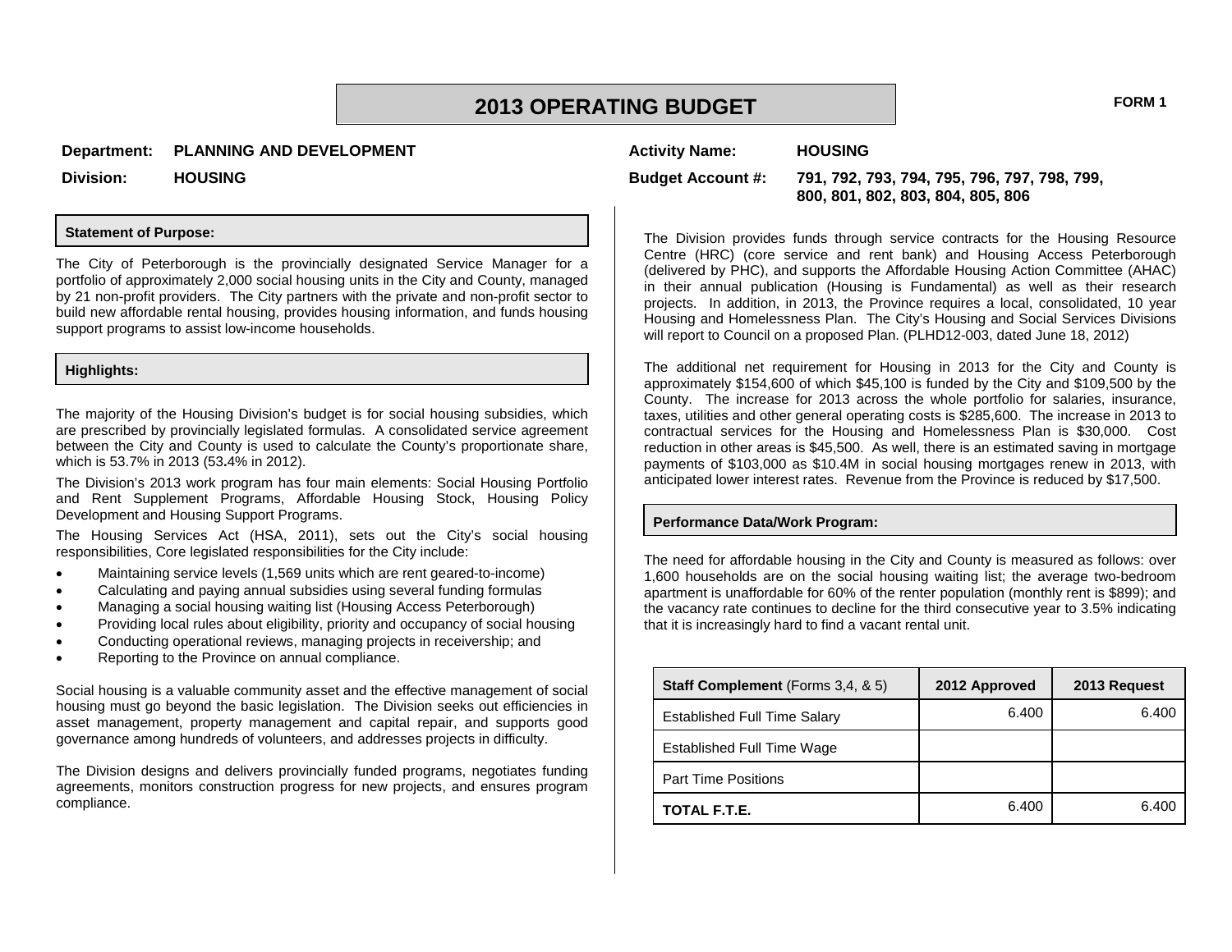# 2013 OPERATING BUDGET

**FORM 1**

**Department:** PLANNING AND DEVELOPMENT

**Division:** HOUSING

**Activity Name:** HOUSING

**Budget Account #:** 791, 792, 793, 794, 795, 796, 797, 798, 799, 800, 801, 802, 803, 804, 805, 806

## Statement of Purpose:

The City of Peterborough is the provincially designated Service Manager for a portfolio of approximately 2,000 social housing units in the City and County, managed by 21 non-profit providers. The City partners with the private and non-profit sector to build new affordable rental housing, provides housing information, and funds housing support programs to assist low-income households.

## Highlights:

The majority of the Housing Division's budget is for social housing subsidies, which are prescribed by provincially legislated formulas. A consolidated service agreement between the City and County is used to calculate the County's proportionate share, which is 53.7% in 2013 (53.4% in 2012).

The Division's 2013 work program has four main elements: Social Housing Portfolio and Rent Supplement Programs, Affordable Housing Stock, Housing Policy Development and Housing Support Programs.

The Housing Services Act (HSA, 2011), sets out the City's social housing responsibilities, Core legislated responsibilities for the City include:

- Maintaining service levels (1,569 units which are rent geared-to-income)
- Calculating and paying annual subsidies using several funding formulas
- Managing a social housing waiting list (Housing Access Peterborough)
- Providing local rules about eligibility, priority and occupancy of social housing
- Conducting operational reviews, managing projects in receivership; and
- Reporting to the Province on annual compliance.

Social housing is a valuable community asset and the effective management of social housing must go beyond the basic legislation. The Division seeks out efficiencies in asset management, property management and capital repair, and supports good governance among hundreds of volunteers, and addresses projects in difficulty.

The Division designs and delivers provincially funded programs, negotiates funding agreements, monitors construction progress for new projects, and ensures program compliance.

The Division provides funds through service contracts for the Housing Resource Centre (HRC) (core service and rent bank) and Housing Access Peterborough (delivered by PHC), and supports the Affordable Housing Action Committee (AHAC) in their annual publication (Housing is Fundamental) as well as their research projects. In addition, in 2013, the Province requires a local, consolidated, 10 year Housing and Homelessness Plan. The City's Housing and Social Services Divisions will report to Council on a proposed Plan. (PLHD12-003, dated June 18, 2012)

The additional net requirement for Housing in 2013 for the City and County is approximately $154,600 of which $45,100 is funded by the City and $109,500 by the County. The increase for 2013 across the whole portfolio for salaries, insurance, taxes, utilities and other general operating costs is $285,600. The increase in 2013 to contractual services for the Housing and Homelessness Plan is $30,000. Cost reduction in other areas is $45,500. As well, there is an estimated saving in mortgage payments of $103,000 as $10.4M in social housing mortgages renew in 2013, with anticipated lower interest rates. Revenue from the Province is reduced by $17,500.

## Performance Data/Work Program:

The need for affordable housing in the City and County is measured as follows: over 1,600 households are on the social housing waiting list; the average two-bedroom apartment is unaffordable for 60% of the renter population (monthly rent is $899); and the vacancy rate continues to decline for the third consecutive year to 3.5% indicating that it is increasingly hard to find a vacant rental unit.

| **Staff Complement** (Forms 3,4, & 5) | 2012 Approved | 2013 Request |
|---|---|---|
| Established Full Time Salary | 6.400 | 6.400 |
| Established Full Time Wage | | |
| Part Time Positions | | |
| **TOTAL F.T.E.** | 6.400 | 6.400 |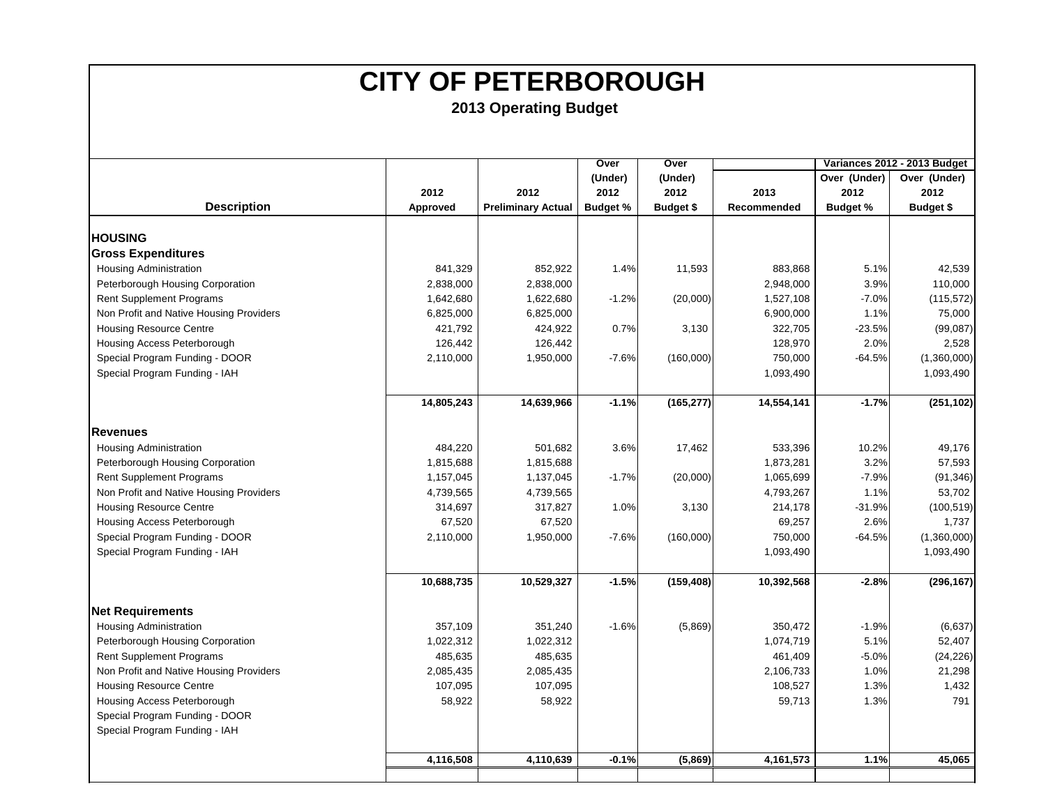# CITY OF PETERBOROUGH

## 2013 Operating Budget

| Description | 2012 Approved | 2012 Preliminary Actual | Over (Under) 2012 Budget % | Over (Under) 2012 Budget $ | 2013 Recommended | Variances 2012 - 2013 Budget Over (Under) 2012 Budget % | Variances 2012 - 2013 Budget Over (Under) 2012 Budget $ |
|---|---|---|---|---|---|---|---|
| **HOUSING** | | | | | | | |
| **Gross Expenditures** | | | | | | | |
| Housing Administration | 841,329 | 852,922 | 1.4% | 11,593 | 883,868 | 5.1% | 42,539 |
| Peterborough Housing Corporation | 2,838,000 | 2,838,000 | | | 2,948,000 | 3.9% | 110,000 |
| Rent Supplement Programs | 1,642,680 | 1,622,680 | -1.2% | (20,000) | 1,527,108 | -7.0% | (115,572) |
| Non Profit and Native Housing Providers | 6,825,000 | 6,825,000 | | | 6,900,000 | 1.1% | 75,000 |
| Housing Resource Centre | 421,792 | 424,922 | 0.7% | 3,130 | 322,705 | -23.5% | (99,087) |
| Housing Access Peterborough | 126,442 | 126,442 | | | 128,970 | 2.0% | 2,528 |
| Special Program Funding - DOOR | 2,110,000 | 1,950,000 | -7.6% | (160,000) | 750,000 | -64.5% | (1,360,000) |
| Special Program Funding - IAH | | | | | 1,093,490 | | 1,093,490 |
| | **14,805,243** | **14,639,966** | **-1.1%** | **(165,277)** | **14,554,141** | **-1.7%** | **(251,102)** |
| **Revenues** | | | | | | | |
| Housing Administration | 484,220 | 501,682 | 3.6% | 17,462 | 533,396 | 10.2% | 49,176 |
| Peterborough Housing Corporation | 1,815,688 | 1,815,688 | | | 1,873,281 | 3.2% | 57,593 |
| Rent Supplement Programs | 1,157,045 | 1,137,045 | -1.7% | (20,000) | 1,065,699 | -7.9% | (91,346) |
| Non Profit and Native Housing Providers | 4,739,565 | 4,739,565 | | | 4,793,267 | 1.1% | 53,702 |
| Housing Resource Centre | 314,697 | 317,827 | 1.0% | 3,130 | 214,178 | -31.9% | (100,519) |
| Housing Access Peterborough | 67,520 | 67,520 | | | 69,257 | 2.6% | 1,737 |
| Special Program Funding - DOOR | 2,110,000 | 1,950,000 | -7.6% | (160,000) | 750,000 | -64.5% | (1,360,000) |
| Special Program Funding - IAH | | | | | 1,093,490 | | 1,093,490 |
| | **10,688,735** | **10,529,327** | **-1.5%** | **(159,408)** | **10,392,568** | **-2.8%** | **(296,167)** |
| **Net Requirements** | | | | | | | |
| Housing Administration | 357,109 | 351,240 | -1.6% | (5,869) | 350,472 | -1.9% | (6,637) |
| Peterborough Housing Corporation | 1,022,312 | 1,022,312 | | | 1,074,719 | 5.1% | 52,407 |
| Rent Supplement Programs | 485,635 | 485,635 | | | 461,409 | -5.0% | (24,226) |
| Non Profit and Native Housing Providers | 2,085,435 | 2,085,435 | | | 2,106,733 | 1.0% | 21,298 |
| Housing Resource Centre | 107,095 | 107,095 | | | 108,527 | 1.3% | 1,432 |
| Housing Access Peterborough | 58,922 | 58,922 | | | 59,713 | 1.3% | 791 |
| Special Program Funding - DOOR | | | | | | | |
| Special Program Funding - IAH | | | | | | | |
| | **4,116,508** | **4,110,639** | **-0.1%** | **(5,869)** | **4,161,573** | **1.1%** | **45,065** |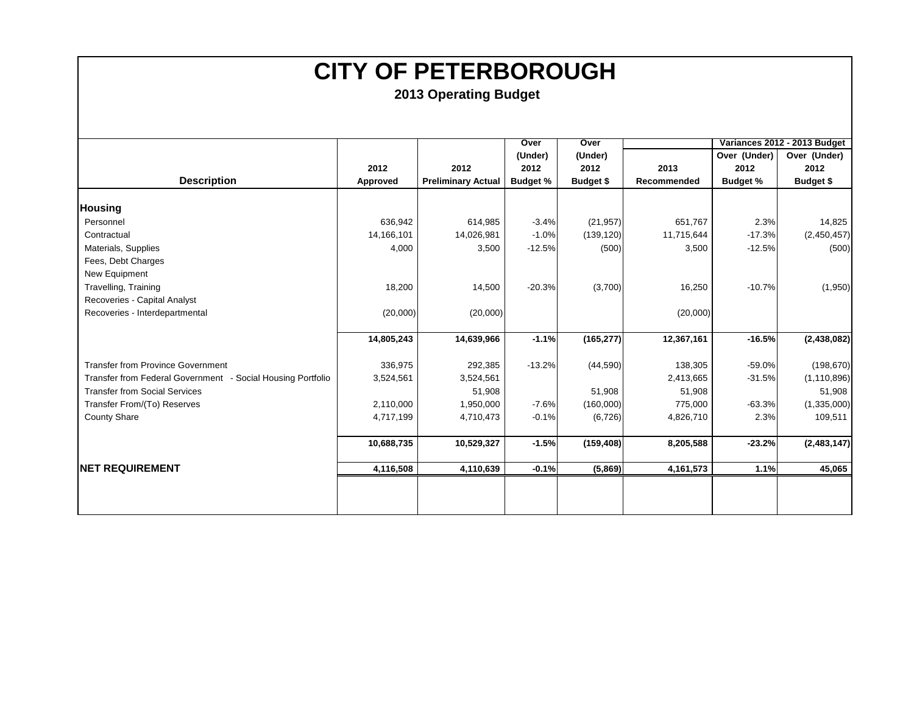# CITY OF PETERBOROUGH

## 2013 Operating Budget

| Description | 2012 Approved | 2012 Preliminary Actual | Over (Under) 2012 Budget % | Over (Under) 2012 Budget $ | 2013 Recommended | Variances 2012 - 2013 Budget Over (Under) 2012 Budget % | Variances 2012 - 2013 Budget Over (Under) 2012 Budget $ |
|---|---|---|---|---|---|---|---|
| **Housing** | | | | | | | |
| Personnel | 636,942 | 614,985 | -3.4% | (21,957) | 651,767 | 2.3% | 14,825 |
| Contractual | 14,166,101 | 14,026,981 | -1.0% | (139,120) | 11,715,644 | -17.3% | (2,450,457) |
| Materials, Supplies | 4,000 | 3,500 | -12.5% | (500) | 3,500 | -12.5% | (500) |
| Fees, Debt Charges | | | | | | | |
| New Equipment | | | | | | | |
| Travelling, Training | 18,200 | 14,500 | -20.3% | (3,700) | 16,250 | -10.7% | (1,950) |
| Recoveries - Capital Analyst | | | | | | | |
| Recoveries - Interdepartmental | (20,000) | (20,000) | | | (20,000) | | |
| | **14,805,243** | **14,639,966** | **-1.1%** | **(165,277)** | **12,367,161** | **-16.5%** | **(2,438,082)** |
| Transfer from Province Government | 336,975 | 292,385 | -13.2% | (44,590) | 138,305 | -59.0% | (198,670) |
| Transfer from Federal Government - Social Housing Portfolio | 3,524,561 | 3,524,561 | | | 2,413,665 | -31.5% | (1,110,896) |
| Transfer from Social Services | | 51,908 | | 51,908 | 51,908 | | 51,908 |
| Transfer From/(To) Reserves | 2,110,000 | 1,950,000 | -7.6% | (160,000) | 775,000 | -63.3% | (1,335,000) |
| County Share | 4,717,199 | 4,710,473 | -0.1% | (6,726) | 4,826,710 | 2.3% | 109,511 |
| | **10,688,735** | **10,529,327** | **-1.5%** | **(159,408)** | **8,205,588** | **-23.2%** | **(2,483,147)** |
| **NET REQUIREMENT** | **4,116,508** | **4,110,639** | **-0.1%** | **(5,869)** | **4,161,573** | **1.1%** | **45,065** |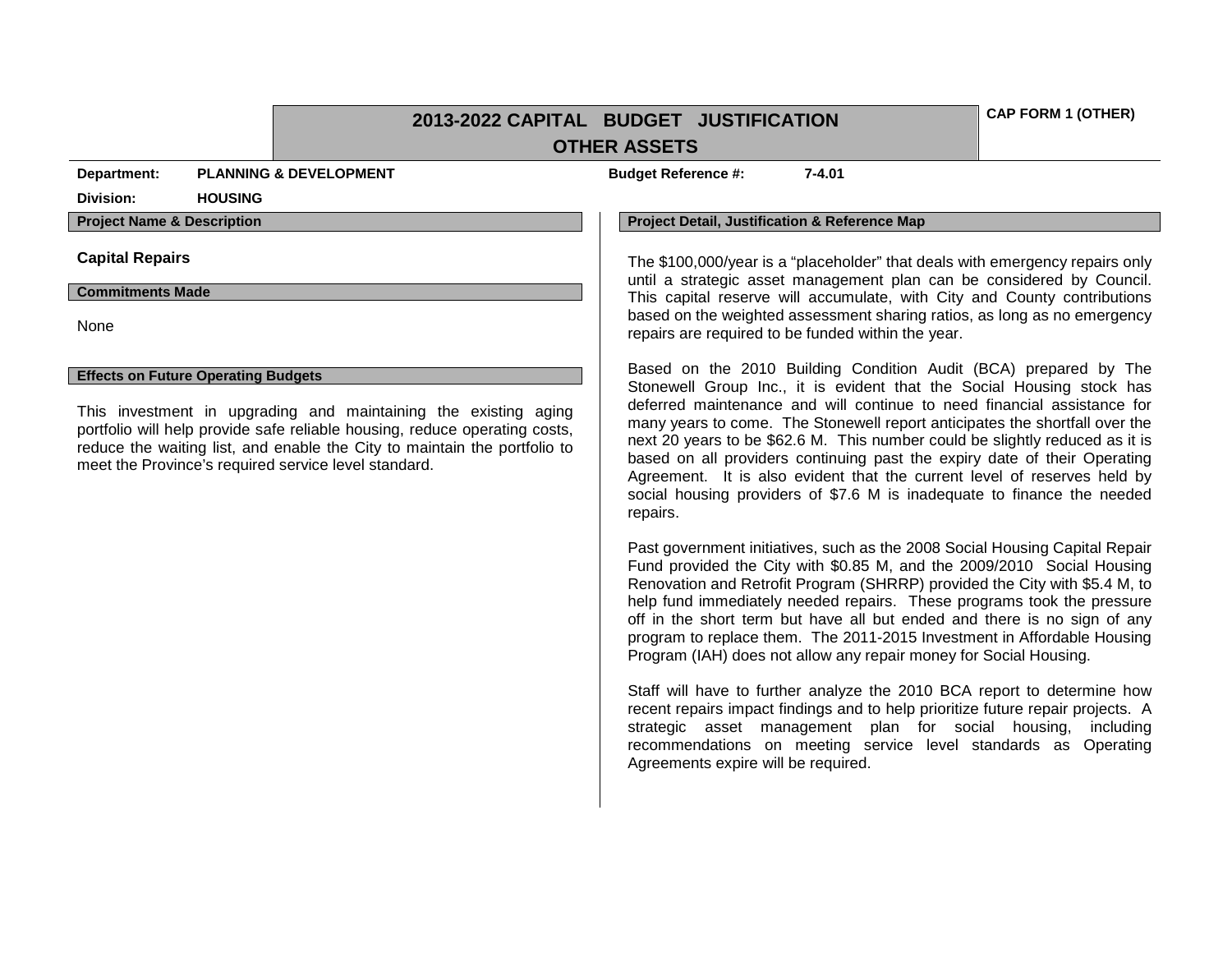# 2013-2022 CAPITAL BUDGET JUSTIFICATION

## OTHER ASSETS

**CAP FORM 1 (OTHER)**

**Department:** PLANNING & DEVELOPMENT

**Division:** HOUSING

**Budget Reference #:** 7-4.01

### Project Name & Description

**Capital Repairs**

### Commitments Made

None

### Effects on Future Operating Budgets

This investment in upgrading and maintaining the existing aging portfolio will help provide safe reliable housing, reduce operating costs, reduce the waiting list, and enable the City to maintain the portfolio to meet the Province's required service level standard.

### Project Detail, Justification & Reference Map

The $100,000/year is a "placeholder" that deals with emergency repairs only until a strategic asset management plan can be considered by Council. This capital reserve will accumulate, with City and County contributions based on the weighted assessment sharing ratios, as long as no emergency repairs are required to be funded within the year.

Based on the 2010 Building Condition Audit (BCA) prepared by The Stonewell Group Inc., it is evident that the Social Housing stock has deferred maintenance and will continue to need financial assistance for many years to come. The Stonewell report anticipates the shortfall over the next 20 years to be $62.6 M. This number could be slightly reduced as it is based on all providers continuing past the expiry date of their Operating Agreement. It is also evident that the current level of reserves held by social housing providers of $7.6 M is inadequate to finance the needed repairs.

Past government initiatives, such as the 2008 Social Housing Capital Repair Fund provided the City with $0.85 M, and the 2009/2010 Social Housing Renovation and Retrofit Program (SHRRP) provided the City with $5.4 M, to help fund immediately needed repairs. These programs took the pressure off in the short term but have all but ended and there is no sign of any program to replace them. The 2011-2015 Investment in Affordable Housing Program (IAH) does not allow any repair money for Social Housing.

Staff will have to further analyze the 2010 BCA report to determine how recent repairs impact findings and to help prioritize future repair projects. A strategic asset management plan for social housing, including recommendations on meeting service level standards as Operating Agreements expire will be required.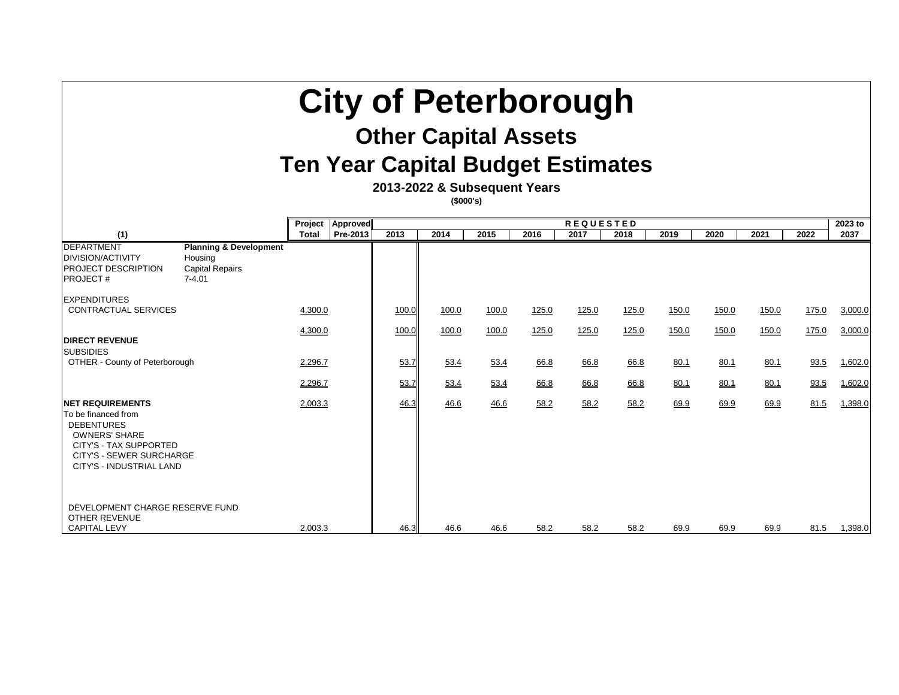# City of Peterborough

## Other Capital Assets

## Ten Year Capital Budget Estimates

### 2013-2022 & Subsequent Years

**($000's)**

| (1) | | Project Total | Approved Pre-2013 | REQUESTED 2013 | 2014 | 2015 | 2016 | 2017 | 2018 | 2019 | 2020 | 2021 | 2022 | 2023 to 2037 |
|---|---|---|---|---|---|---|---|---|---|---|---|---|---|---|
| DEPARTMENT | **Planning & Development** | | | | | | | | | | | | | |
| DIVISION/ACTIVITY | Housing | | | | | | | | | | | | | |
| PROJECT DESCRIPTION | Capital Repairs | | | | | | | | | | | | | |
| PROJECT # | 7-4.01 | | | | | | | | | | | | | |
| EXPENDITURES | | | | | | | | | | | | | | |
| CONTRACTUAL SERVICES | | 4,300.0 | | 100.0 | 100.0 | 100.0 | 125.0 | 125.0 | 125.0 | 150.0 | 150.0 | 150.0 | 175.0 | 3,000.0 |
| | | 4,300.0 | | 100.0 | 100.0 | 100.0 | 125.0 | 125.0 | 125.0 | 150.0 | 150.0 | 150.0 | 175.0 | 3,000.0 |
| **DIRECT REVENUE** | | | | | | | | | | | | | | |
| SUBSIDIES | | | | | | | | | | | | | | |
| OTHER - County of Peterborough | | 2,296.7 | | 53.7 | 53.4 | 53.4 | 66.8 | 66.8 | 66.8 | 80.1 | 80.1 | 80.1 | 93.5 | 1,602.0 |
| | | 2,296.7 | | 53.7 | 53.4 | 53.4 | 66.8 | 66.8 | 66.8 | 80.1 | 80.1 | 80.1 | 93.5 | 1,602.0 |
| **NET REQUIREMENTS** | | 2,003.3 | | 46.3 | 46.6 | 46.6 | 58.2 | 58.2 | 58.2 | 69.9 | 69.9 | 69.9 | 81.5 | 1,398.0 |
| To be financed from | | | | | | | | | | | | | | |
| DEBENTURES | | | | | | | | | | | | | | |
| OWNERS' SHARE | | | | | | | | | | | | | | |
| CITY'S - TAX SUPPORTED | | | | | | | | | | | | | | |
| CITY'S - SEWER SURCHARGE | | | | | | | | | | | | | | |
| CITY'S - INDUSTRIAL LAND | | | | | | | | | | | | | | |
| DEVELOPMENT CHARGE RESERVE FUND | | | | | | | | | | | | | | |
| OTHER REVENUE | | | | | | | | | | | | | | |
| CAPITAL LEVY | | 2,003.3 | | 46.3 | 46.6 | 46.6 | 58.2 | 58.2 | 58.2 | 69.9 | 69.9 | 69.9 | 81.5 | 1,398.0 |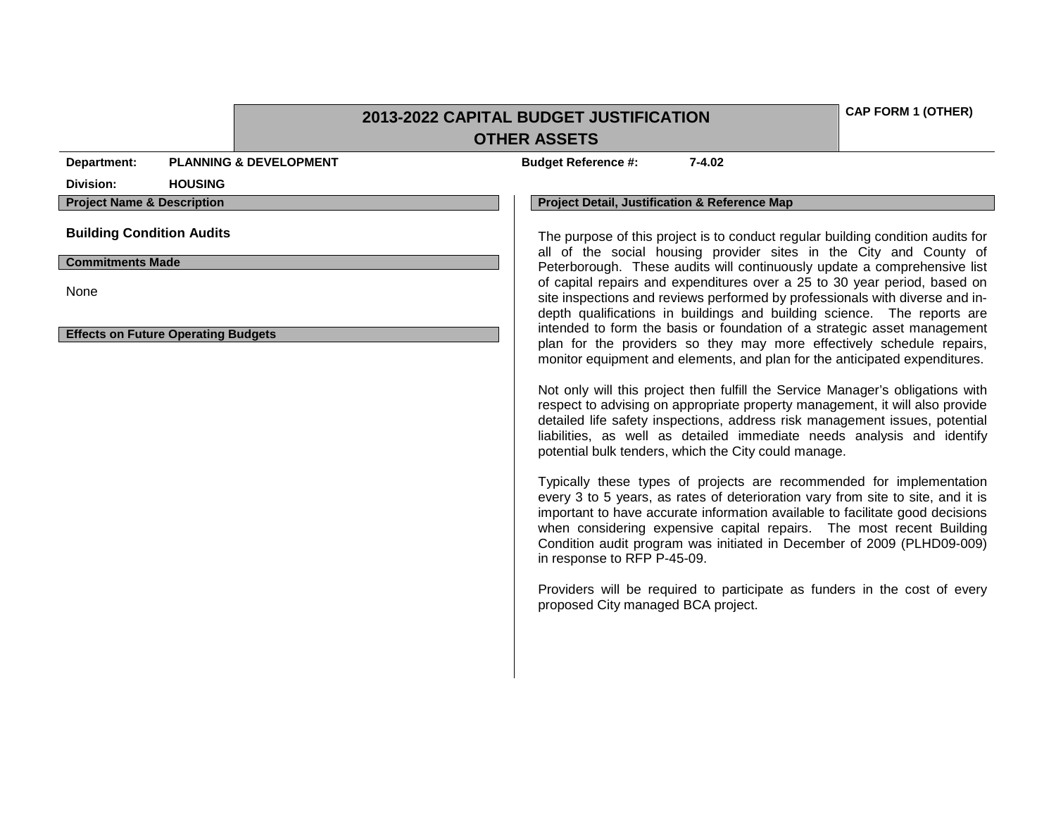# 2013-2022 CAPITAL BUDGET JUSTIFICATION
## OTHER ASSETS

**CAP FORM 1 (OTHER)**

**Department:** PLANNING & DEVELOPMENT

**Division:** HOUSING

**Budget Reference #:** 7-4.02

**Project Name & Description**

**Building Condition Audits**

**Commitments Made**

None

**Effects on Future Operating Budgets**

**Project Detail, Justification & Reference Map**

The purpose of this project is to conduct regular building condition audits for all of the social housing provider sites in the City and County of Peterborough. These audits will continuously update a comprehensive list of capital repairs and expenditures over a 25 to 30 year period, based on site inspections and reviews performed by professionals with diverse and in-depth qualifications in buildings and building science. The reports are intended to form the basis or foundation of a strategic asset management plan for the providers so they may more effectively schedule repairs, monitor equipment and elements, and plan for the anticipated expenditures.

Not only will this project then fulfill the Service Manager's obligations with respect to advising on appropriate property management, it will also provide detailed life safety inspections, address risk management issues, potential liabilities, as well as detailed immediate needs analysis and identify potential bulk tenders, which the City could manage.

Typically these types of projects are recommended for implementation every 3 to 5 years, as rates of deterioration vary from site to site, and it is important to have accurate information available to facilitate good decisions when considering expensive capital repairs. The most recent Building Condition audit program was initiated in December of 2009 (PLHD09-009) in response to RFP P-45-09.

Providers will be required to participate as funders in the cost of every proposed City managed BCA project.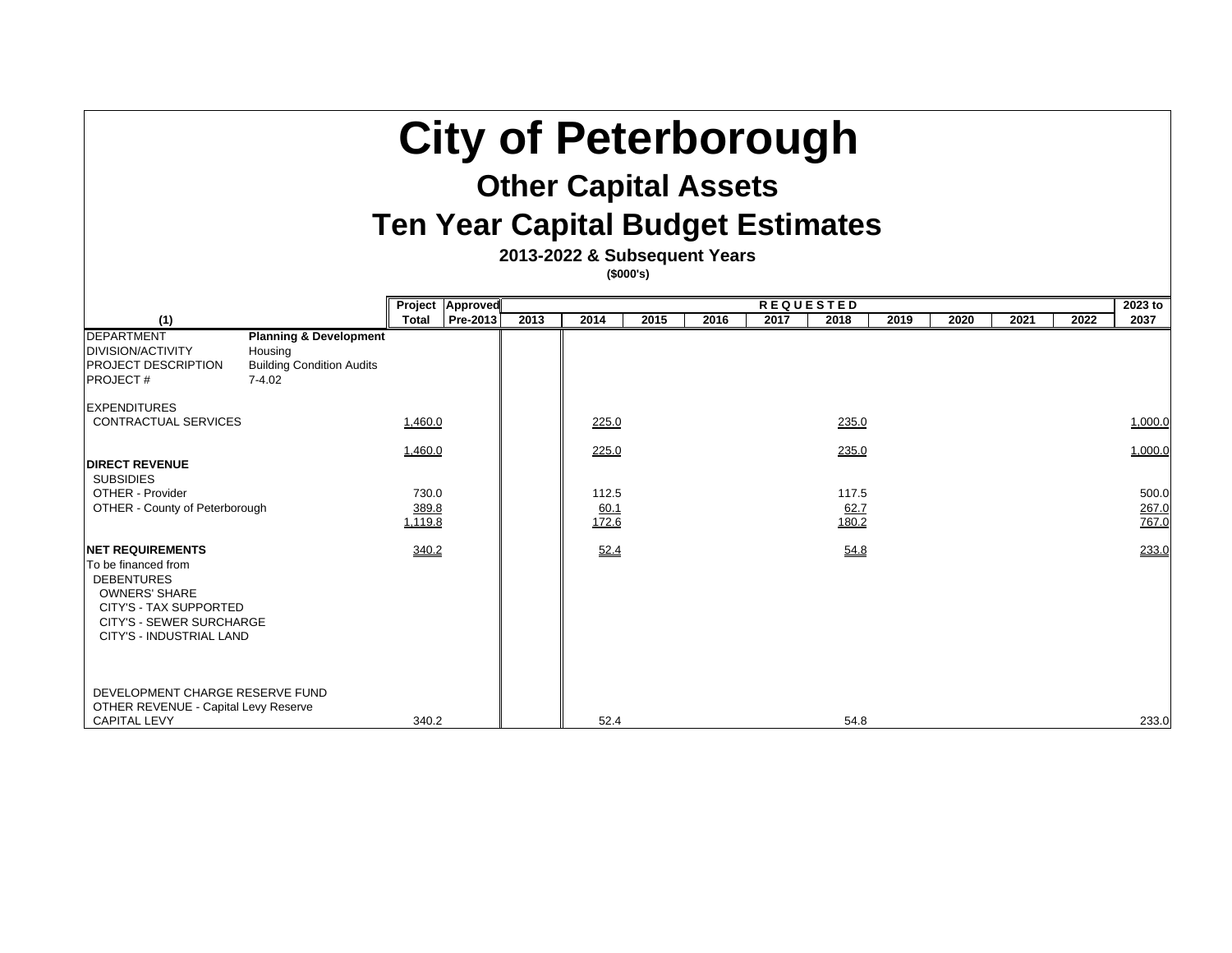# City of Peterborough

## Other Capital Assets

## Ten Year Capital Budget Estimates

**2013-2022 & Subsequent Years**

**($000's)**

| (1) | | Project Total | Approved Pre-2013 | 2013 | 2014 | 2015 | 2016 | 2017 | 2018 | 2019 | 2020 | 2021 | 2022 | 2023 to 2037 |
|---|---|---|---|---|---|---|---|---|---|---|---|---|---|---|
| | | | | REQUESTED | | | | | | | | | | |
| DEPARTMENT | **Planning & Development** | | | | | | | | | | | | | |
| DIVISION/ACTIVITY | Housing | | | | | | | | | | | | | |
| PROJECT DESCRIPTION | Building Condition Audits | | | | | | | | | | | | | |
| PROJECT # | 7-4.02 | | | | | | | | | | | | | |
| EXPENDITURES | | | | | | | | | | | | | | |
| CONTRACTUAL SERVICES | | 1,460.0 | | | 225.0 | | | | 235.0 | | | | | 1,000.0 |
| | | 1,460.0 | | | 225.0 | | | | 235.0 | | | | | 1,000.0 |
| **DIRECT REVENUE** | | | | | | | | | | | | | | |
| SUBSIDIES | | | | | | | | | | | | | | |
| OTHER - Provider | | 730.0 | | | 112.5 | | | | 117.5 | | | | | 500.0 |
| OTHER - County of Peterborough | | 389.8 | | | 60.1 | | | | 62.7 | | | | | 267.0 |
| | | 1,119.8 | | | 172.6 | | | | 180.2 | | | | | 767.0 |
| **NET REQUIREMENTS** | | 340.2 | | | 52.4 | | | | 54.8 | | | | | 233.0 |
| To be financed from | | | | | | | | | | | | | | |
| DEBENTURES | | | | | | | | | | | | | | |
| OWNERS' SHARE | | | | | | | | | | | | | | |
| CITY'S - TAX SUPPORTED | | | | | | | | | | | | | | |
| CITY'S - SEWER SURCHARGE | | | | | | | | | | | | | | |
| CITY'S - INDUSTRIAL LAND | | | | | | | | | | | | | | |
| DEVELOPMENT CHARGE RESERVE FUND | | | | | | | | | | | | | | |
| OTHER REVENUE - Capital Levy Reserve | | | | | | | | | | | | | | |
| CAPITAL LEVY | | 340.2 | | | 52.4 | | | | 54.8 | | | | | 233.0 |